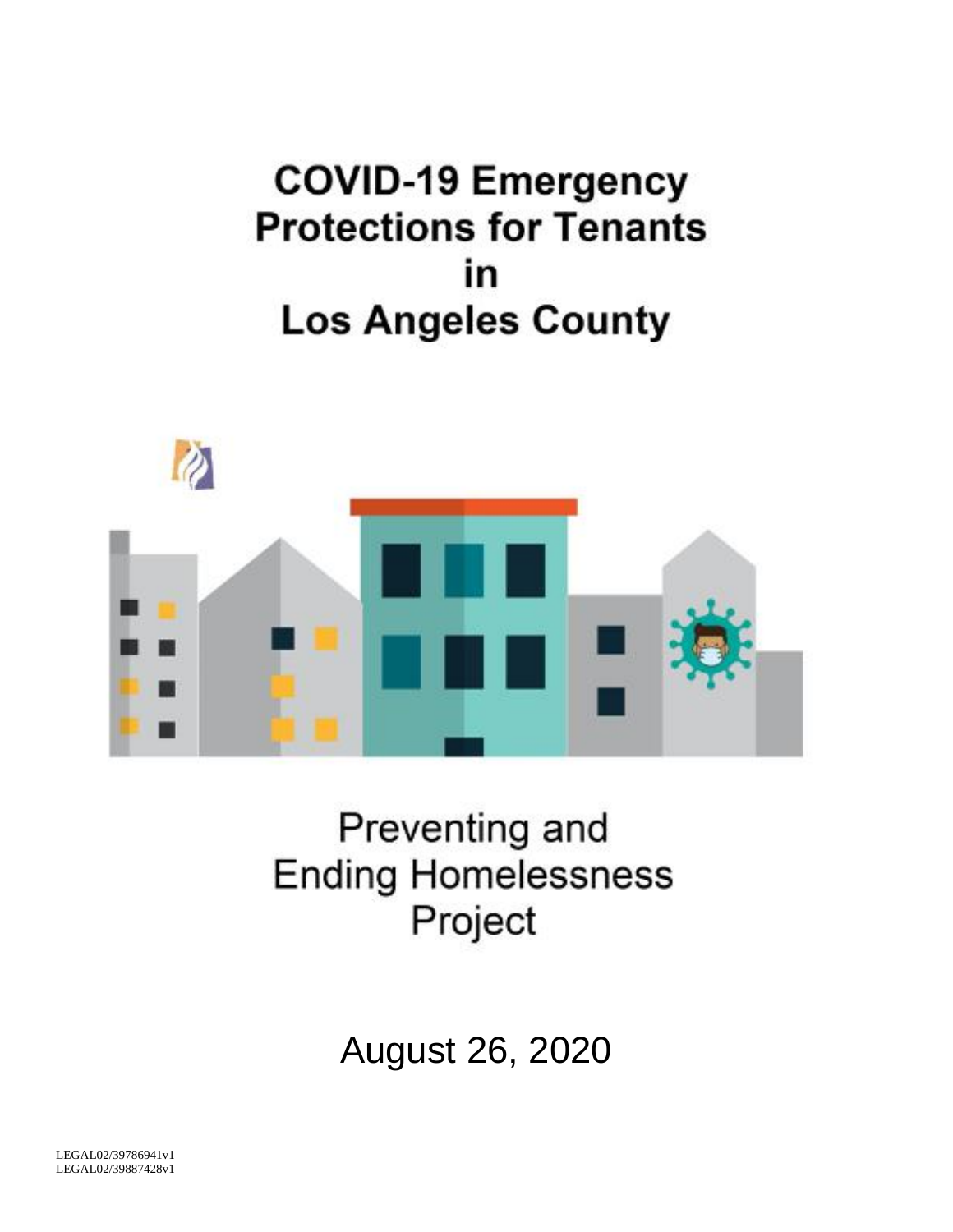# COVID-19 Emergency Protections for Tenants in Los Angeles County

Preventing and Ending Homelessness Project

August 26, 2020

LEGAL02/39786941v1
LEGAL02/39887428v1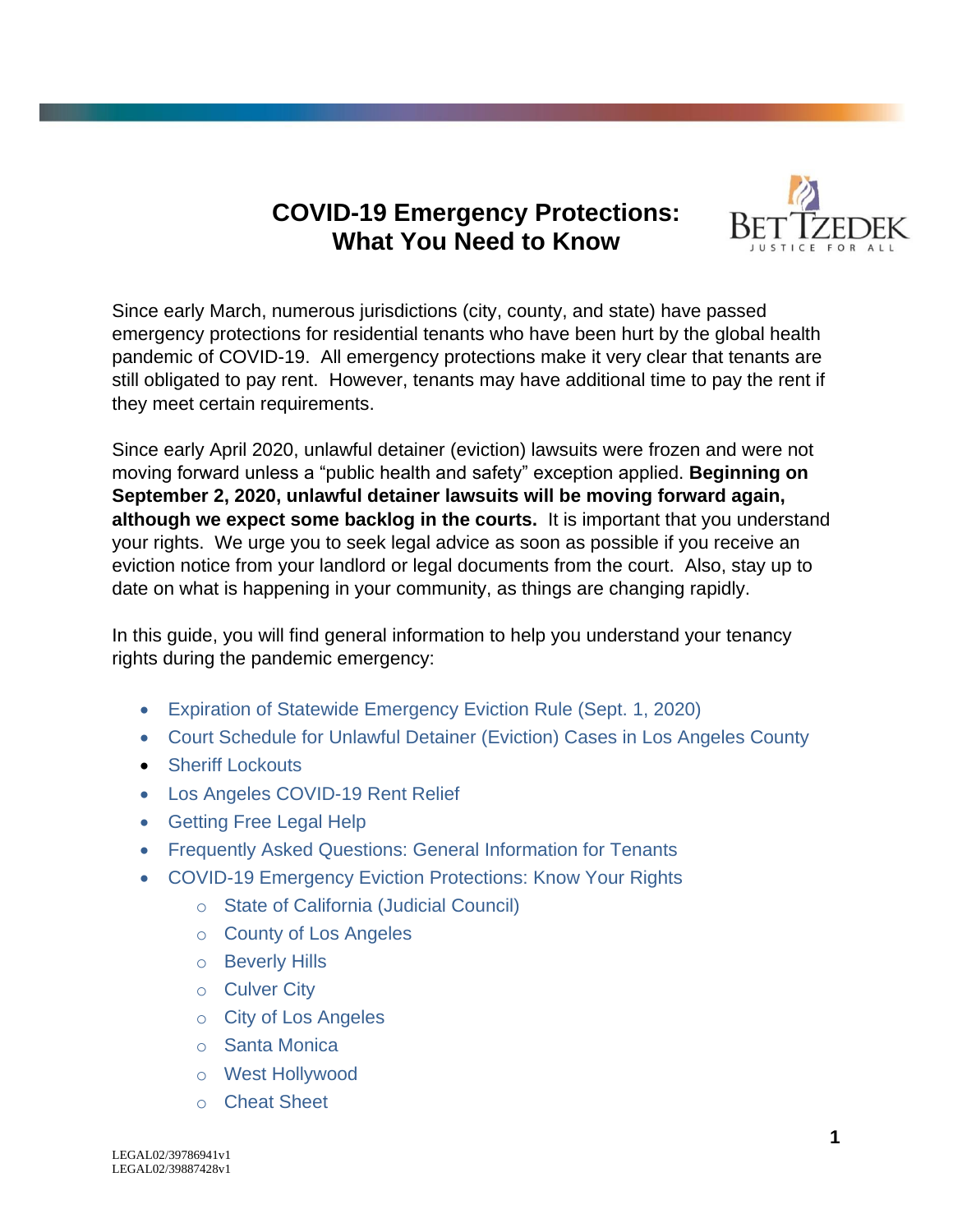# COVID-19 Emergency Protections: What You Need to Know

Since early March, numerous jurisdictions (city, county, and state) have passed emergency protections for residential tenants who have been hurt by the global health pandemic of COVID-19. All emergency protections make it very clear that tenants are still obligated to pay rent. However, tenants may have additional time to pay the rent if they meet certain requirements.

Since early April 2020, unlawful detainer (eviction) lawsuits were frozen and were not moving forward unless a "public health and safety" exception applied. **Beginning on September 2, 2020, unlawful detainer lawsuits will be moving forward again, although we expect some backlog in the courts.** It is important that you understand your rights. We urge you to seek legal advice as soon as possible if you receive an eviction notice from your landlord or legal documents from the court. Also, stay up to date on what is happening in your community, as things are changing rapidly.

In this guide, you will find general information to help you understand your tenancy rights during the pandemic emergency:

- Expiration of Statewide Emergency Eviction Rule (Sept. 1, 2020)
- Court Schedule for Unlawful Detainer (Eviction) Cases in Los Angeles County
- Sheriff Lockouts
- Los Angeles COVID-19 Rent Relief
- Getting Free Legal Help
- Frequently Asked Questions: General Information for Tenants
- COVID-19 Emergency Eviction Protections: Know Your Rights
  - State of California (Judicial Council)
  - County of Los Angeles
  - Beverly Hills
  - Culver City
  - City of Los Angeles
  - Santa Monica
  - West Hollywood
  - Cheat Sheet

LEGAL02/39786941v1
LEGAL02/39887428v1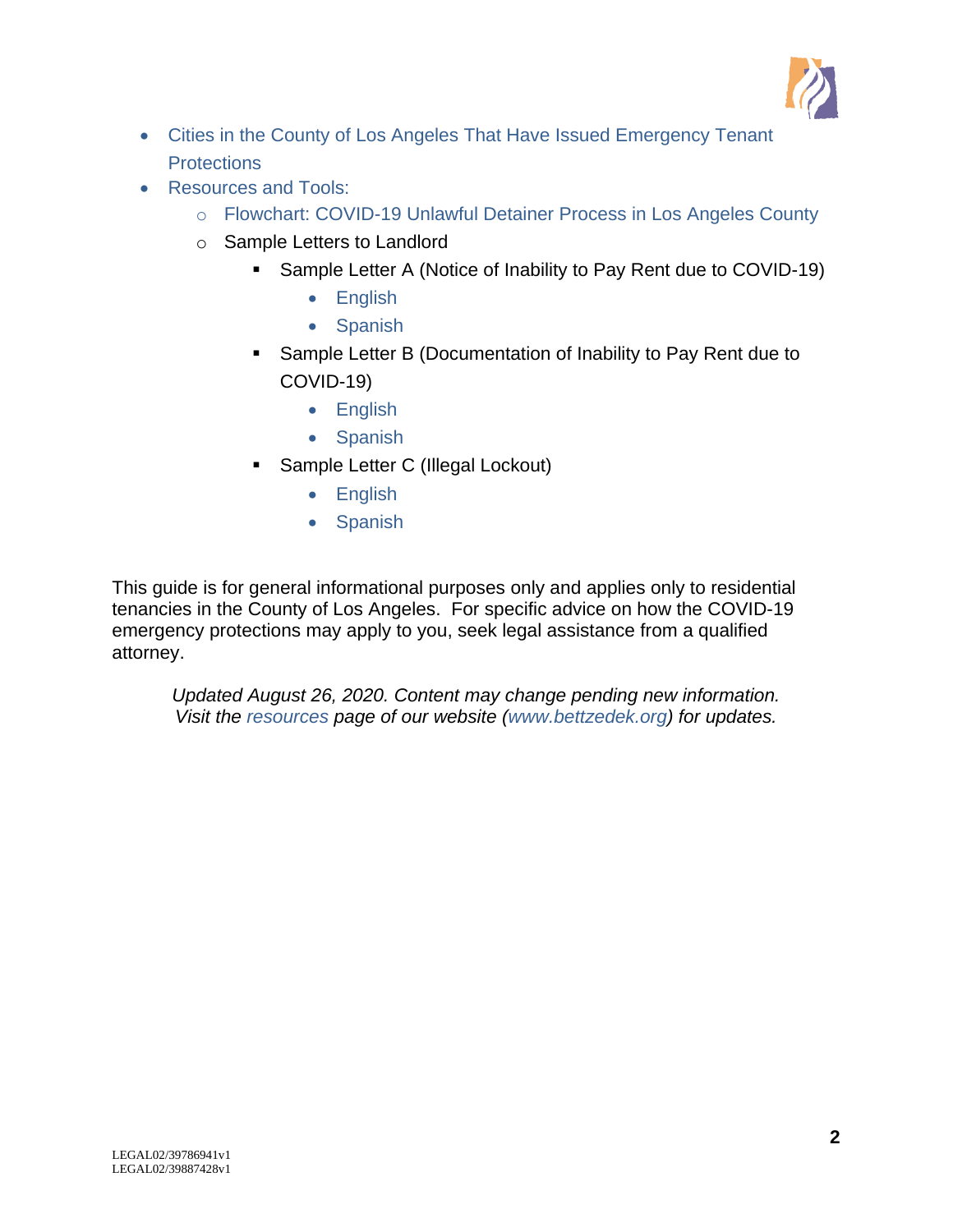- Cities in the County of Los Angeles That Have Issued Emergency Tenant Protections
- Resources and Tools:
    - Flowchart: COVID-19 Unlawful Detainer Process in Los Angeles County
    - Sample Letters to Landlord
        - Sample Letter A (Notice of Inability to Pay Rent due to COVID-19)
            - English
            - Spanish
        - Sample Letter B (Documentation of Inability to Pay Rent due to COVID-19)
            - English
            - Spanish
        - Sample Letter C (Illegal Lockout)
            - English
            - Spanish

This guide is for general informational purposes only and applies only to residential tenancies in the County of Los Angeles. For specific advice on how the COVID-19 emergency protections may apply to you, seek legal assistance from a qualified attorney.

*Updated August 26, 2020. Content may change pending new information. Visit the resources page of our website (www.bettzedek.org) for updates.*

LEGAL02/39786941v1
LEGAL02/39887428v1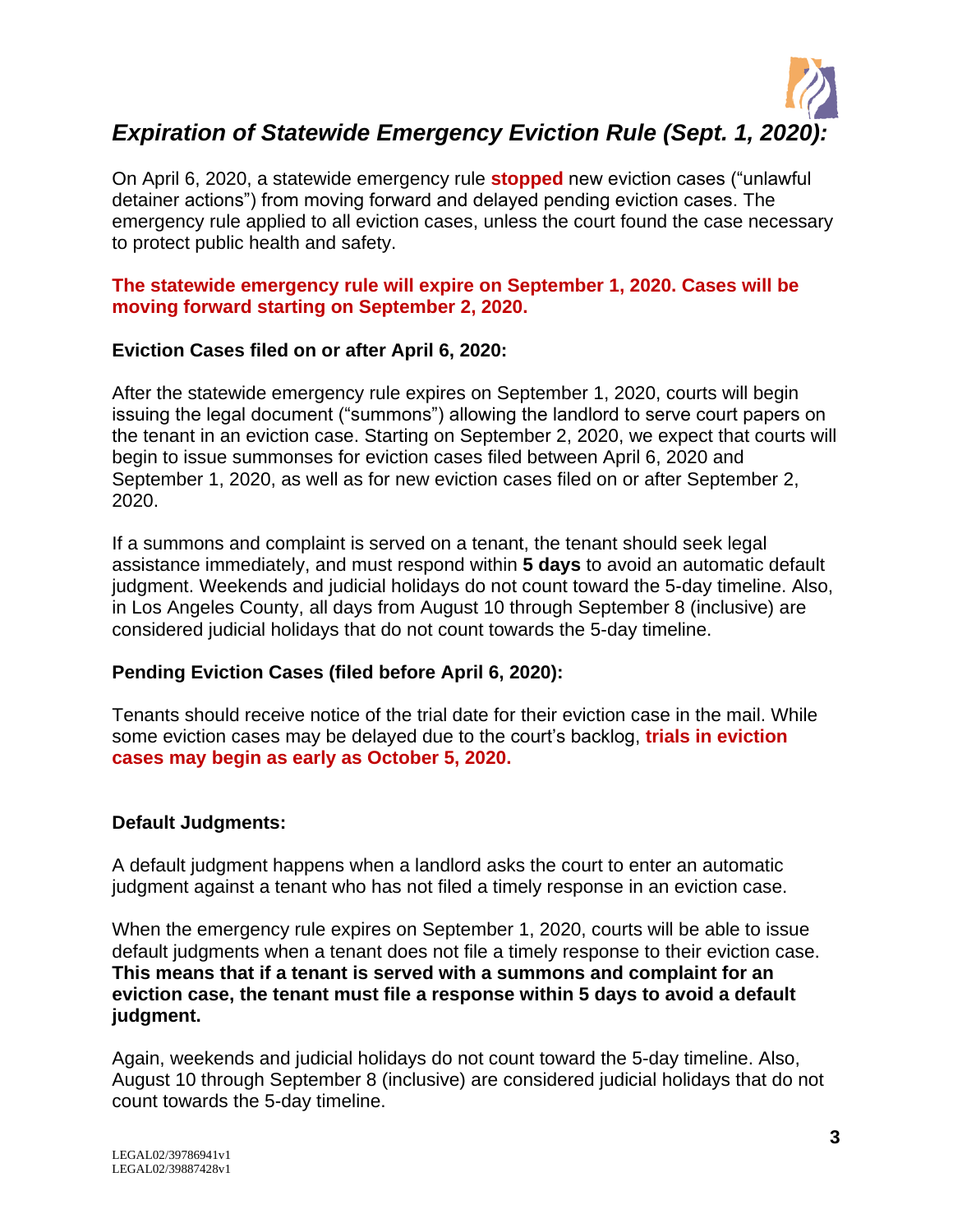## *Expiration of Statewide Emergency Eviction Rule (Sept. 1, 2020):*

On April 6, 2020, a statewide emergency rule **stopped** new eviction cases ("unlawful detainer actions") from moving forward and delayed pending eviction cases. The emergency rule applied to all eviction cases, unless the court found the case necessary to protect public health and safety.

**The statewide emergency rule will expire on September 1, 2020. Cases will be moving forward starting on September 2, 2020.**

**Eviction Cases filed on or after April 6, 2020:**

After the statewide emergency rule expires on September 1, 2020, courts will begin issuing the legal document ("summons") allowing the landlord to serve court papers on the tenant in an eviction case. Starting on September 2, 2020, we expect that courts will begin to issue summonses for eviction cases filed between April 6, 2020 and September 1, 2020, as well as for new eviction cases filed on or after September 2, 2020.

If a summons and complaint is served on a tenant, the tenant should seek legal assistance immediately, and must respond within **5 days** to avoid an automatic default judgment. Weekends and judicial holidays do not count toward the 5-day timeline. Also, in Los Angeles County, all days from August 10 through September 8 (inclusive) are considered judicial holidays that do not count towards the 5-day timeline.

**Pending Eviction Cases (filed before April 6, 2020):**

Tenants should receive notice of the trial date for their eviction case in the mail. While some eviction cases may be delayed due to the court's backlog, **trials in eviction cases may begin as early as October 5, 2020.**

**Default Judgments:**

A default judgment happens when a landlord asks the court to enter an automatic judgment against a tenant who has not filed a timely response in an eviction case.

When the emergency rule expires on September 1, 2020, courts will be able to issue default judgments when a tenant does not file a timely response to their eviction case. **This means that if a tenant is served with a summons and complaint for an eviction case, the tenant must file a response within 5 days to avoid a default judgment.**

Again, weekends and judicial holidays do not count toward the 5-day timeline. Also, August 10 through September 8 (inclusive) are considered judicial holidays that do not count towards the 5-day timeline.

LEGAL02/39786941v1
LEGAL02/39887428v1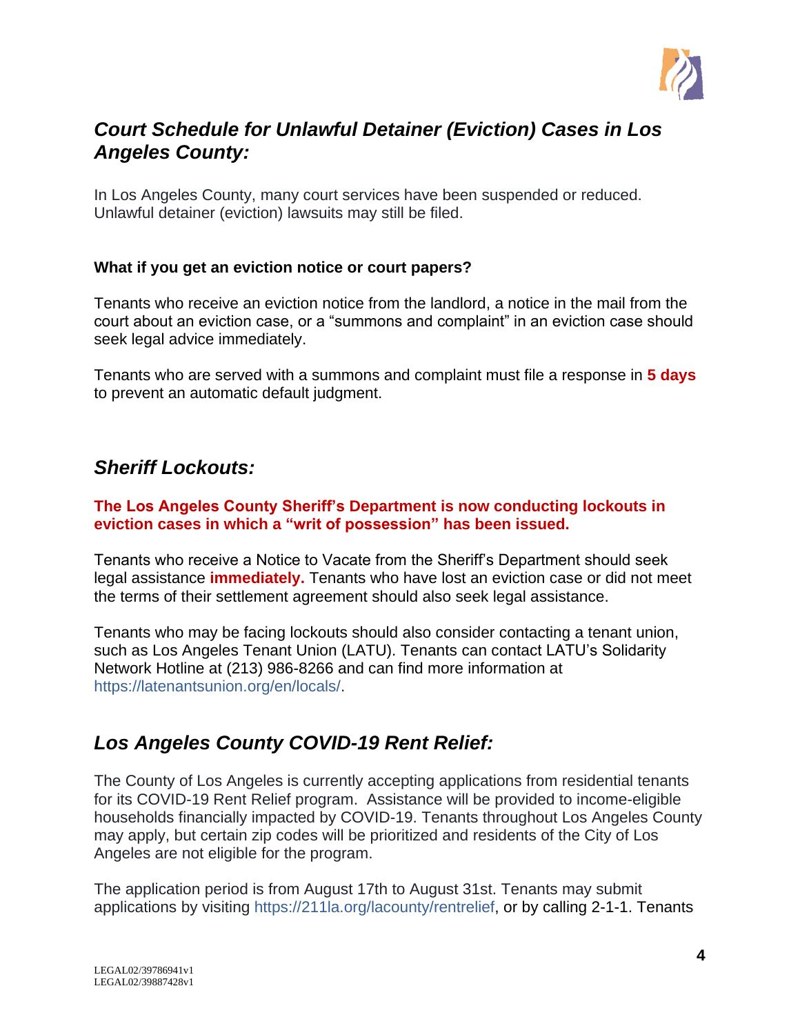## *Court Schedule for Unlawful Detainer (Eviction) Cases in Los Angeles County:*

In Los Angeles County, many court services have been suspended or reduced. Unlawful detainer (eviction) lawsuits may still be filed.

**What if you get an eviction notice or court papers?**

Tenants who receive an eviction notice from the landlord, a notice in the mail from the court about an eviction case, or a "summons and complaint" in an eviction case should seek legal advice immediately.

Tenants who are served with a summons and complaint must file a response in **5 days** to prevent an automatic default judgment.

## *Sheriff Lockouts:*

**The Los Angeles County Sheriff's Department is now conducting lockouts in eviction cases in which a "writ of possession" has been issued.**

Tenants who receive a Notice to Vacate from the Sheriff's Department should seek legal assistance **immediately.** Tenants who have lost an eviction case or did not meet the terms of their settlement agreement should also seek legal assistance.

Tenants who may be facing lockouts should also consider contacting a tenant union, such as Los Angeles Tenant Union (LATU). Tenants can contact LATU's Solidarity Network Hotline at (213) 986-8266 and can find more information at https://latenantsunion.org/en/locals/.

## *Los Angeles County COVID-19 Rent Relief:*

The County of Los Angeles is currently accepting applications from residential tenants for its COVID-19 Rent Relief program. Assistance will be provided to income-eligible households financially impacted by COVID-19. Tenants throughout Los Angeles County may apply, but certain zip codes will be prioritized and residents of the City of Los Angeles are not eligible for the program.

The application period is from August 17th to August 31st. Tenants may submit applications by visiting https://211la.org/lacounty/rentrelief, or by calling 2-1-1. Tenants

LEGAL02/39786941v1
LEGAL02/39887428v1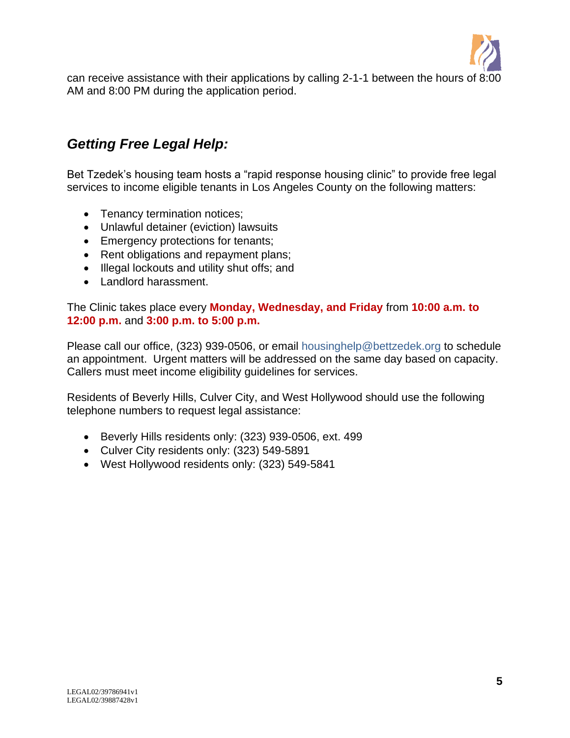can receive assistance with their applications by calling 2-1-1 between the hours of 8:00 AM and 8:00 PM during the application period.

## *Getting Free Legal Help:*

Bet Tzedek's housing team hosts a "rapid response housing clinic" to provide free legal services to income eligible tenants in Los Angeles County on the following matters:

- Tenancy termination notices;
- Unlawful detainer (eviction) lawsuits
- Emergency protections for tenants;
- Rent obligations and repayment plans;
- Illegal lockouts and utility shut offs; and
- Landlord harassment.

The Clinic takes place every **Monday, Wednesday, and Friday** from **10:00 a.m. to 12:00 p.m.** and **3:00 p.m. to 5:00 p.m.**

Please call our office, (323) 939-0506, or email housinghelp@bettzedek.org to schedule an appointment. Urgent matters will be addressed on the same day based on capacity. Callers must meet income eligibility guidelines for services.

Residents of Beverly Hills, Culver City, and West Hollywood should use the following telephone numbers to request legal assistance:

- Beverly Hills residents only: (323) 939-0506, ext. 499
- Culver City residents only: (323) 549-5891
- West Hollywood residents only: (323) 549-5841

LEGAL02/39786941v1
LEGAL02/39887428v1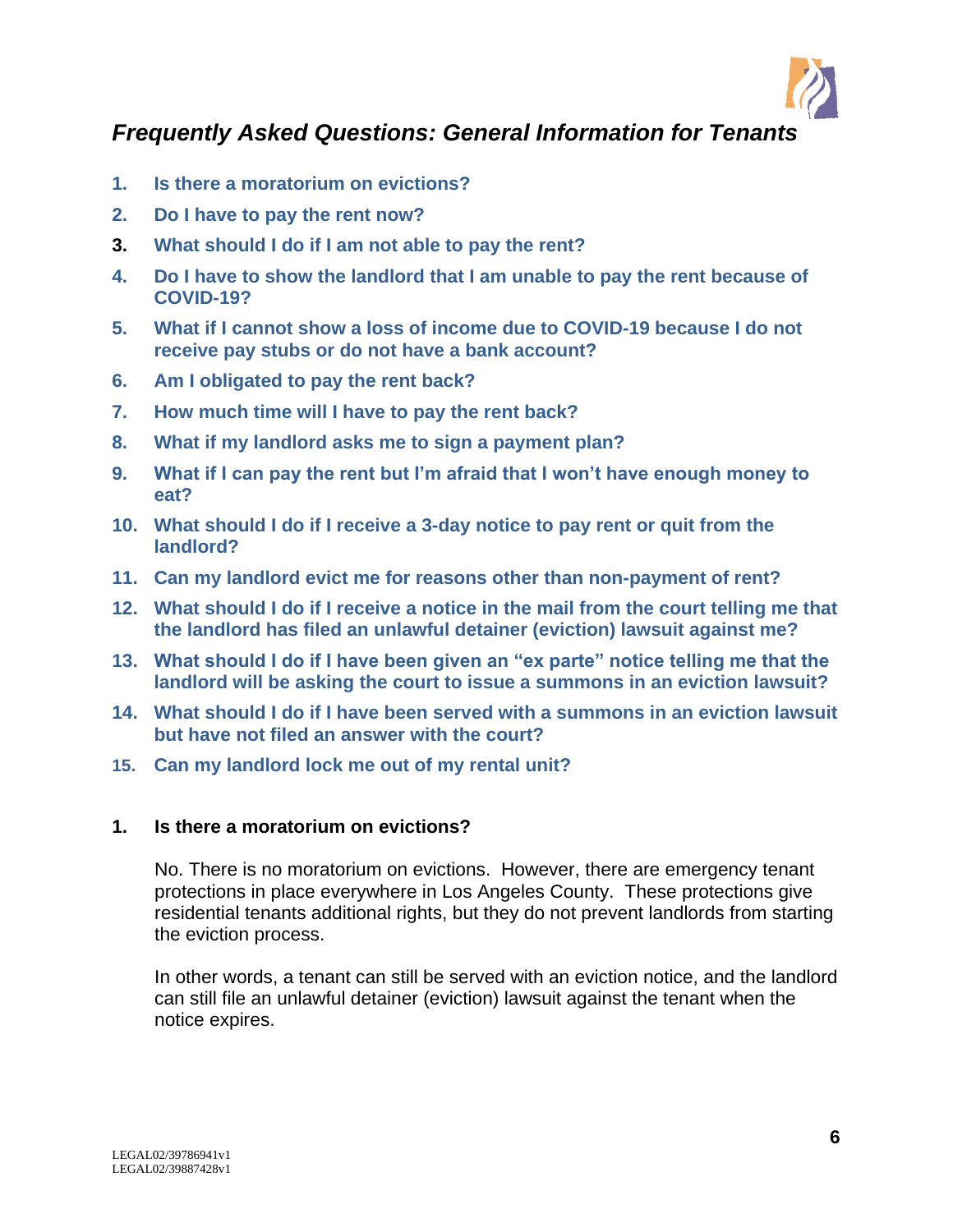## *Frequently Asked Questions: General Information for Tenants*

1. **Is there a moratorium on evictions?**
2. **Do I have to pay the rent now?**
3. **What should I do if I am not able to pay the rent?**
4. **Do I have to show the landlord that I am unable to pay the rent because of COVID-19?**
5. **What if I cannot show a loss of income due to COVID-19 because I do not receive pay stubs or do not have a bank account?**
6. **Am I obligated to pay the rent back?**
7. **How much time will I have to pay the rent back?**
8. **What if my landlord asks me to sign a payment plan?**
9. **What if I can pay the rent but I'm afraid that I won't have enough money to eat?**
10. **What should I do if I receive a 3-day notice to pay rent or quit from the landlord?**
11. **Can my landlord evict me for reasons other than non-payment of rent?**
12. **What should I do if I receive a notice in the mail from the court telling me that the landlord has filed an unlawful detainer (eviction) lawsuit against me?**
13. **What should I do if I have been given an "ex parte" notice telling me that the landlord will be asking the court to issue a summons in an eviction lawsuit?**
14. **What should I do if I have been served with a summons in an eviction lawsuit but have not filed an answer with the court?**
15. **Can my landlord lock me out of my rental unit?**

### 1. Is there a moratorium on evictions?

No. There is no moratorium on evictions. However, there are emergency tenant protections in place everywhere in Los Angeles County. These protections give residential tenants additional rights, but they do not prevent landlords from starting the eviction process.

In other words, a tenant can still be served with an eviction notice, and the landlord can still file an unlawful detainer (eviction) lawsuit against the tenant when the notice expires.

LEGAL02/39786941v1
LEGAL02/39887428v1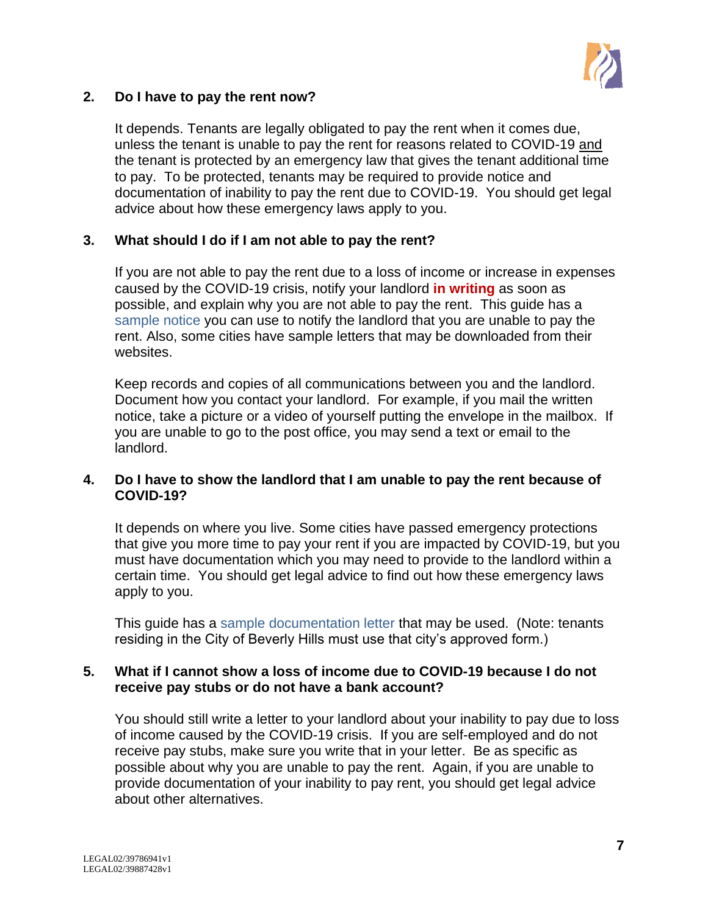**2. Do I have to pay the rent now?**

It depends. Tenants are legally obligated to pay the rent when it comes due, unless the tenant is unable to pay the rent for reasons related to COVID-19 and the tenant is protected by an emergency law that gives the tenant additional time to pay. To be protected, tenants may be required to provide notice and documentation of inability to pay the rent due to COVID-19. You should get legal advice about how these emergency laws apply to you.

**3. What should I do if I am not able to pay the rent?**

If you are not able to pay the rent due to a loss of income or increase in expenses caused by the COVID-19 crisis, notify your landlord **in writing** as soon as possible, and explain why you are not able to pay the rent. This guide has a sample notice you can use to notify the landlord that you are unable to pay the rent. Also, some cities have sample letters that may be downloaded from their websites.

Keep records and copies of all communications between you and the landlord. Document how you contact your landlord. For example, if you mail the written notice, take a picture or a video of yourself putting the envelope in the mailbox. If you are unable to go to the post office, you may send a text or email to the landlord.

**4. Do I have to show the landlord that I am unable to pay the rent because of COVID-19?**

It depends on where you live. Some cities have passed emergency protections that give you more time to pay your rent if you are impacted by COVID-19, but you must have documentation which you may need to provide to the landlord within a certain time. You should get legal advice to find out how these emergency laws apply to you.

This guide has a sample documentation letter that may be used. (Note: tenants residing in the City of Beverly Hills must use that city's approved form.)

**5. What if I cannot show a loss of income due to COVID-19 because I do not receive pay stubs or do not have a bank account?**

You should still write a letter to your landlord about your inability to pay due to loss of income caused by the COVID-19 crisis. If you are self-employed and do not receive pay stubs, make sure you write that in your letter. Be as specific as possible about why you are unable to pay the rent. Again, if you are unable to provide documentation of your inability to pay rent, you should get legal advice about other alternatives.

LEGAL02/39786941v1
LEGAL02/39887428v1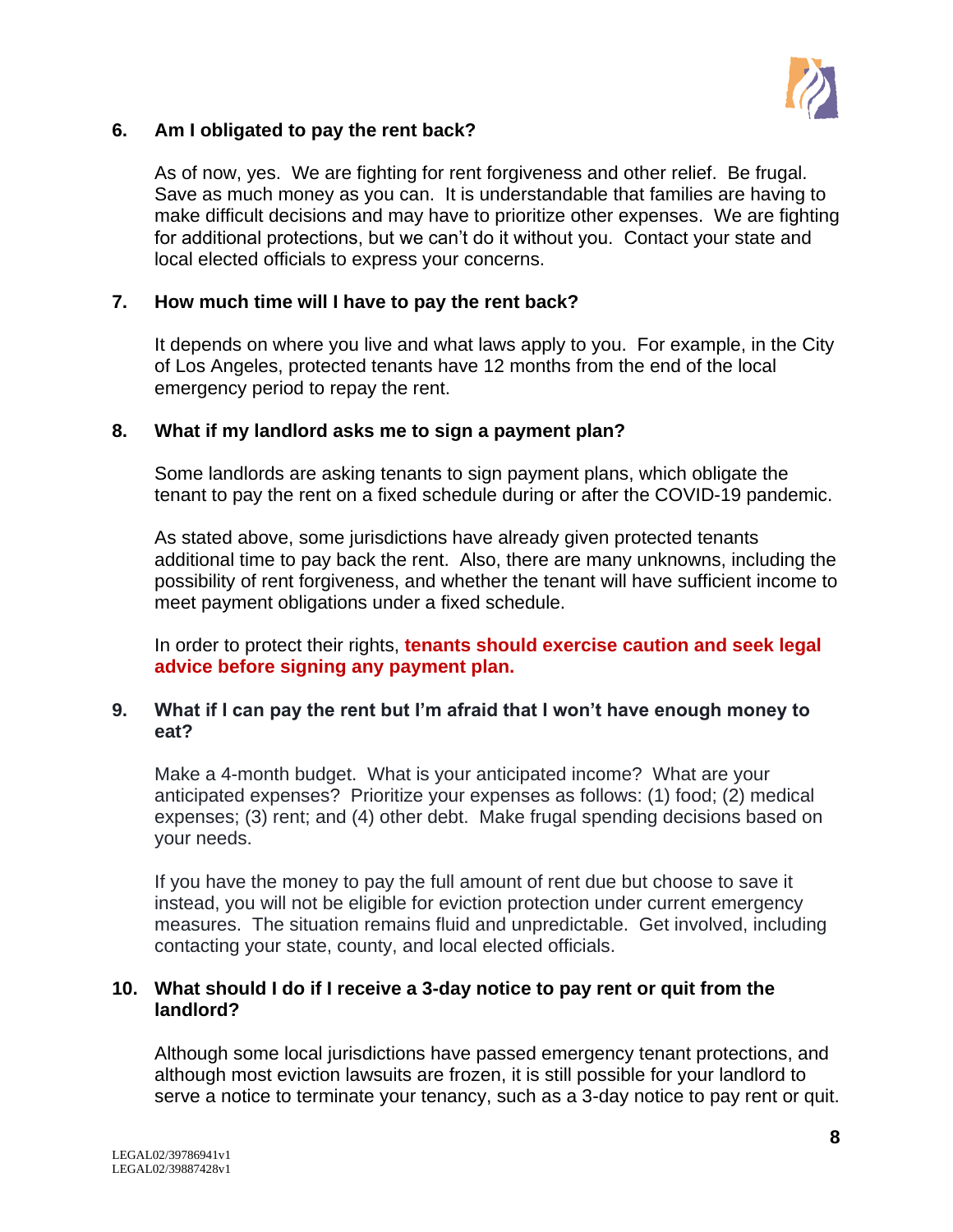### 6. Am I obligated to pay the rent back?

As of now, yes. We are fighting for rent forgiveness and other relief. Be frugal. Save as much money as you can. It is understandable that families are having to make difficult decisions and may have to prioritize other expenses. We are fighting for additional protections, but we can't do it without you. Contact your state and local elected officials to express your concerns.

### 7. How much time will I have to pay the rent back?

It depends on where you live and what laws apply to you. For example, in the City of Los Angeles, protected tenants have 12 months from the end of the local emergency period to repay the rent.

### 8. What if my landlord asks me to sign a payment plan?

Some landlords are asking tenants to sign payment plans, which obligate the tenant to pay the rent on a fixed schedule during or after the COVID-19 pandemic.

As stated above, some jurisdictions have already given protected tenants additional time to pay back the rent. Also, there are many unknowns, including the possibility of rent forgiveness, and whether the tenant will have sufficient income to meet payment obligations under a fixed schedule.

In order to protect their rights, **tenants should exercise caution and seek legal advice before signing any payment plan.**

### 9. What if I can pay the rent but I'm afraid that I won't have enough money to eat?

Make a 4-month budget. What is your anticipated income? What are your anticipated expenses? Prioritize your expenses as follows: (1) food; (2) medical expenses; (3) rent; and (4) other debt. Make frugal spending decisions based on your needs.

If you have the money to pay the full amount of rent due but choose to save it instead, you will not be eligible for eviction protection under current emergency measures. The situation remains fluid and unpredictable. Get involved, including contacting your state, county, and local elected officials.

### 10. What should I do if I receive a 3-day notice to pay rent or quit from the landlord?

Although some local jurisdictions have passed emergency tenant protections, and although most eviction lawsuits are frozen, it is still possible for your landlord to serve a notice to terminate your tenancy, such as a 3-day notice to pay rent or quit.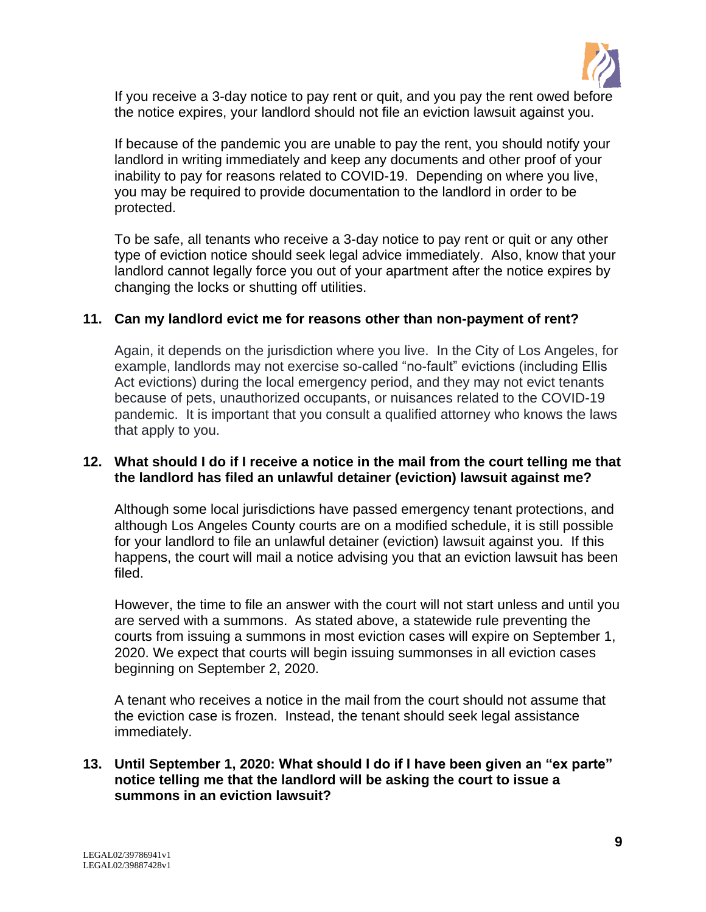If you receive a 3-day notice to pay rent or quit, and you pay the rent owed before the notice expires, your landlord should not file an eviction lawsuit against you.

If because of the pandemic you are unable to pay the rent, you should notify your landlord in writing immediately and keep any documents and other proof of your inability to pay for reasons related to COVID-19. Depending on where you live, you may be required to provide documentation to the landlord in order to be protected.

To be safe, all tenants who receive a 3-day notice to pay rent or quit or any other type of eviction notice should seek legal advice immediately. Also, know that your landlord cannot legally force you out of your apartment after the notice expires by changing the locks or shutting off utilities.

**11. Can my landlord evict me for reasons other than non-payment of rent?**

Again, it depends on the jurisdiction where you live. In the City of Los Angeles, for example, landlords may not exercise so-called "no-fault" evictions (including Ellis Act evictions) during the local emergency period, and they may not evict tenants because of pets, unauthorized occupants, or nuisances related to the COVID-19 pandemic. It is important that you consult a qualified attorney who knows the laws that apply to you.

**12. What should I do if I receive a notice in the mail from the court telling me that the landlord has filed an unlawful detainer (eviction) lawsuit against me?**

Although some local jurisdictions have passed emergency tenant protections, and although Los Angeles County courts are on a modified schedule, it is still possible for your landlord to file an unlawful detainer (eviction) lawsuit against you. If this happens, the court will mail a notice advising you that an eviction lawsuit has been filed.

However, the time to file an answer with the court will not start unless and until you are served with a summons. As stated above, a statewide rule preventing the courts from issuing a summons in most eviction cases will expire on September 1, 2020. We expect that courts will begin issuing summonses in all eviction cases beginning on September 2, 2020.

A tenant who receives a notice in the mail from the court should not assume that the eviction case is frozen. Instead, the tenant should seek legal assistance immediately.

**13. Until September 1, 2020: What should I do if I have been given an "ex parte" notice telling me that the landlord will be asking the court to issue a summons in an eviction lawsuit?**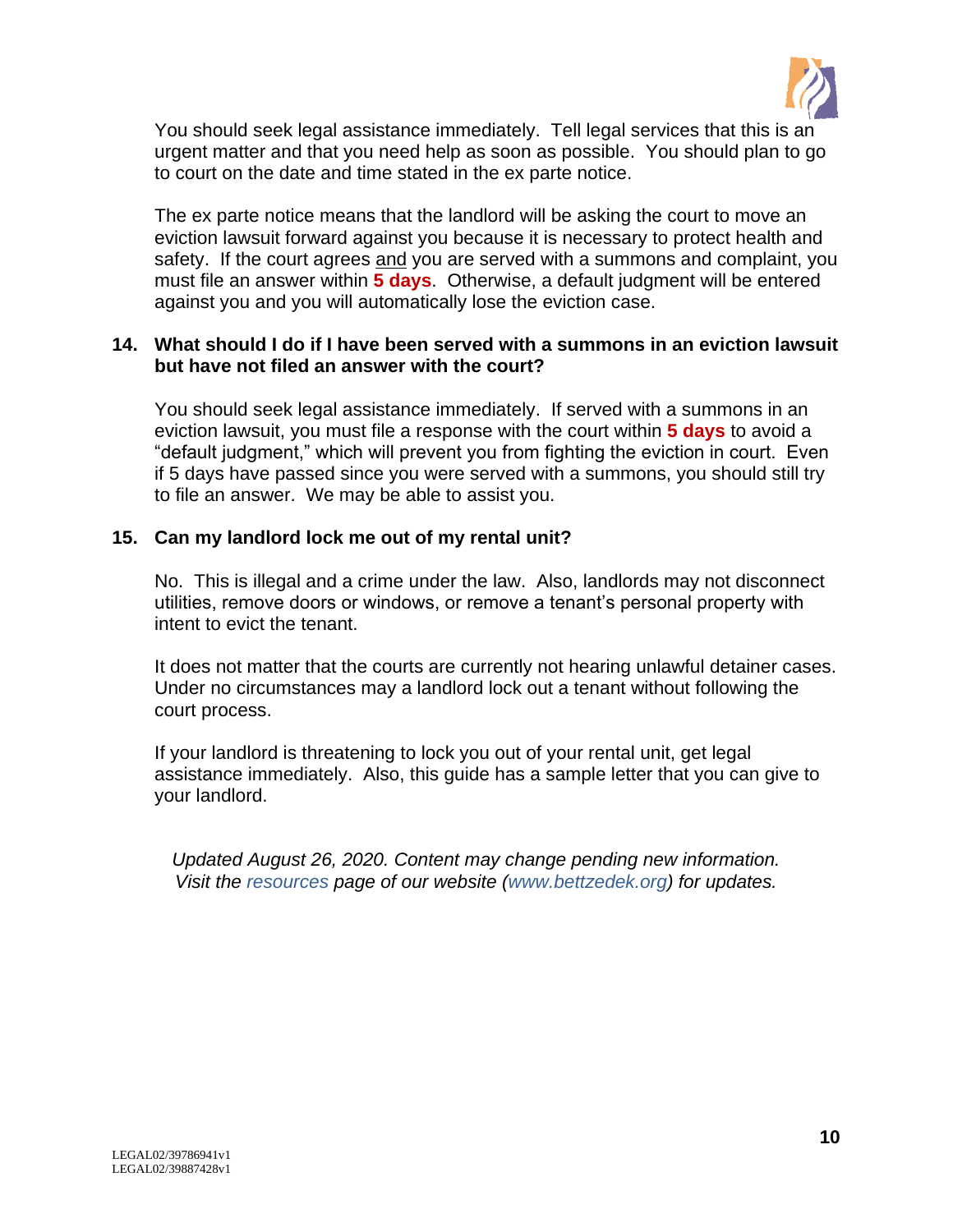You should seek legal assistance immediately. Tell legal services that this is an urgent matter and that you need help as soon as possible. You should plan to go to court on the date and time stated in the ex parte notice.

The ex parte notice means that the landlord will be asking the court to move an eviction lawsuit forward against you because it is necessary to protect health and safety. If the court agrees and you are served with a summons and complaint, you must file an answer within **5 days**. Otherwise, a default judgment will be entered against you and you will automatically lose the eviction case.

**14. What should I do if I have been served with a summons in an eviction lawsuit but have not filed an answer with the court?**

You should seek legal assistance immediately. If served with a summons in an eviction lawsuit, you must file a response with the court within **5 days** to avoid a "default judgment," which will prevent you from fighting the eviction in court. Even if 5 days have passed since you were served with a summons, you should still try to file an answer. We may be able to assist you.

**15. Can my landlord lock me out of my rental unit?**

No. This is illegal and a crime under the law. Also, landlords may not disconnect utilities, remove doors or windows, or remove a tenant's personal property with intent to evict the tenant.

It does not matter that the courts are currently not hearing unlawful detainer cases. Under no circumstances may a landlord lock out a tenant without following the court process.

If your landlord is threatening to lock you out of your rental unit, get legal assistance immediately. Also, this guide has a sample letter that you can give to your landlord.

*Updated August 26, 2020. Content may change pending new information. Visit the resources page of our website (www.bettzedek.org) for updates.*

LEGAL02/39786941v1
LEGAL02/39887428v1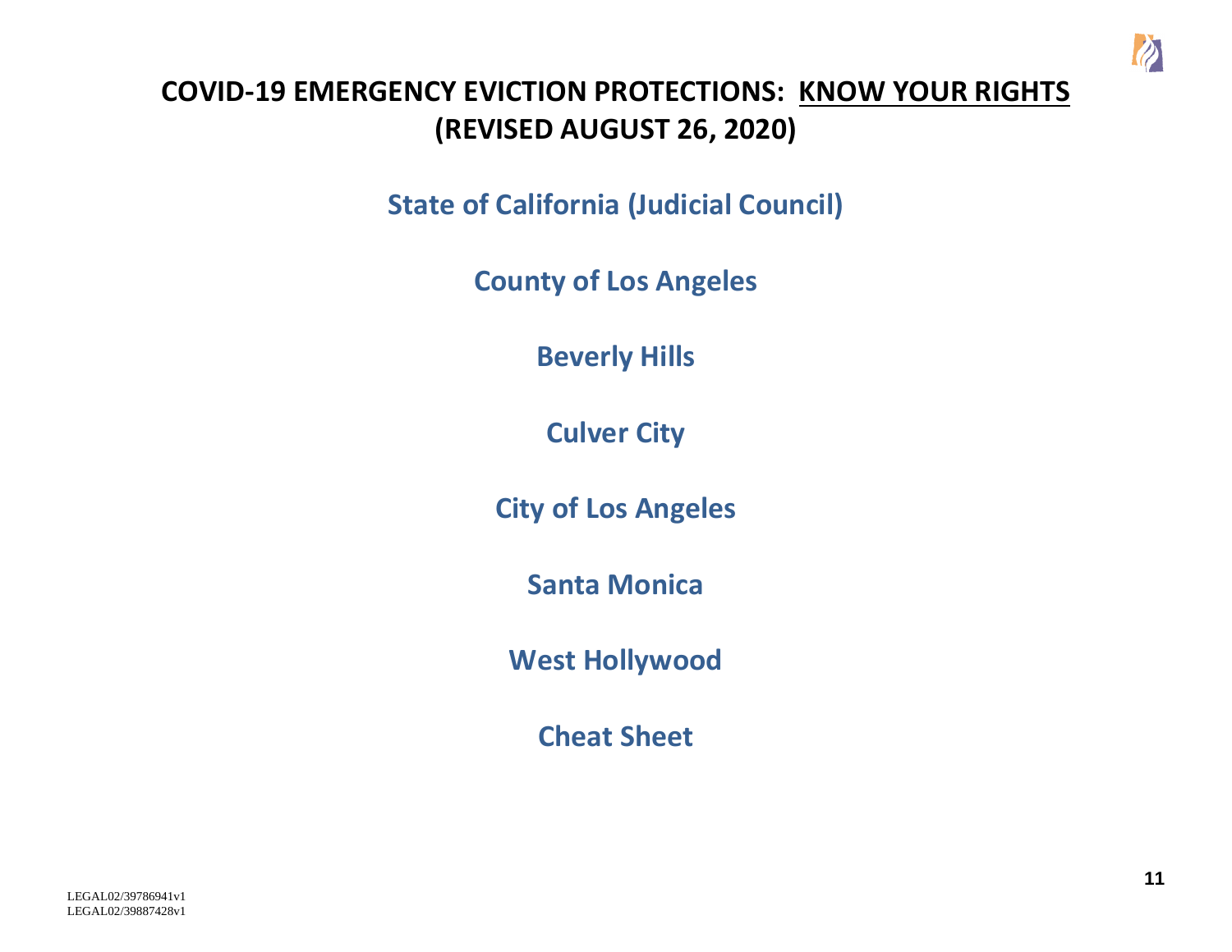# COVID-19 EMERGENCY EVICTION PROTECTIONS: KNOW YOUR RIGHTS (REVISED AUGUST 26, 2020)

## State of California (Judicial Council)

## County of Los Angeles

## Beverly Hills

## Culver City

## City of Los Angeles

## Santa Monica

## West Hollywood

## Cheat Sheet

LEGAL02/39786941v1
LEGAL02/39887428v1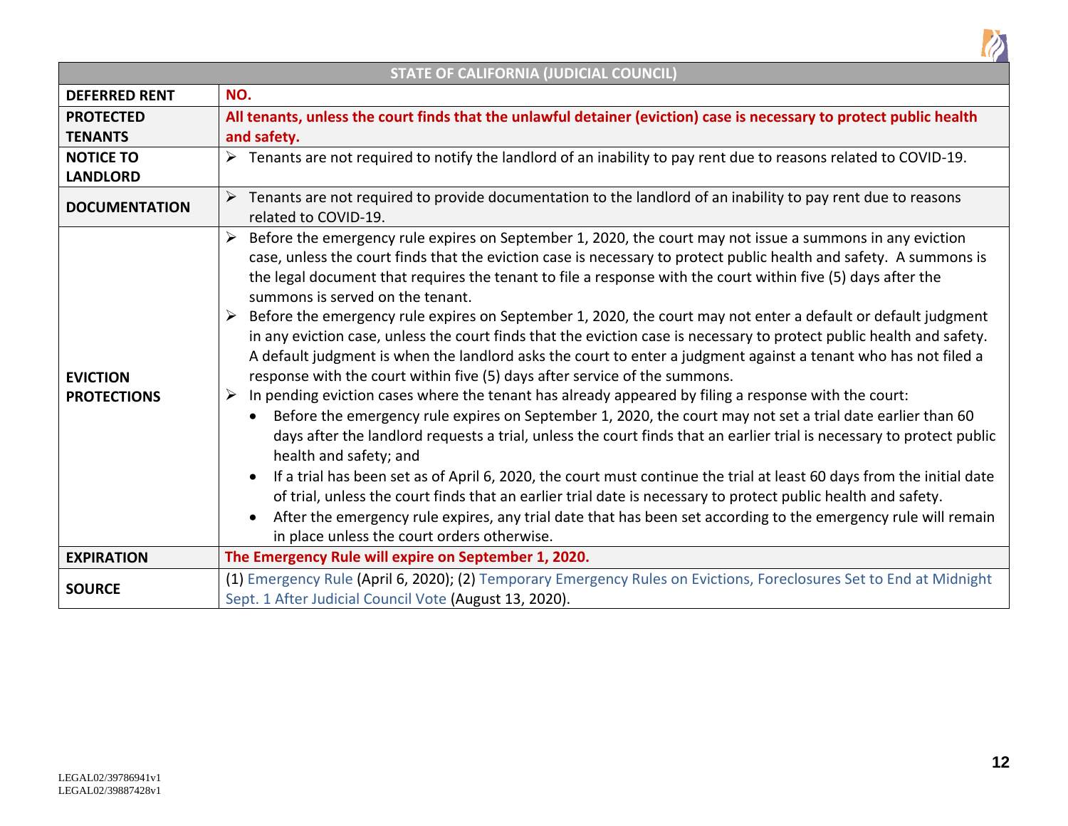| STATE OF CALIFORNIA (JUDICIAL COUNCIL) | |
|---|---|
| **DEFERRED RENT** | **NO.** |
| **PROTECTED TENANTS** | **All tenants, unless the court finds that the unlawful detainer (eviction) case is necessary to protect public health and safety.** |
| **NOTICE TO LANDLORD** | ➢ Tenants are not required to notify the landlord of an inability to pay rent due to reasons related to COVID-19. |
| **DOCUMENTATION** | ➢ Tenants are not required to provide documentation to the landlord of an inability to pay rent due to reasons related to COVID-19. |
| **EVICTION PROTECTIONS** | ➢ Before the emergency rule expires on September 1, 2020, the court may not issue a summons in any eviction case, unless the court finds that the eviction case is necessary to protect public health and safety. A summons is the legal document that requires the tenant to file a response with the court within five (5) days after the summons is served on the tenant.<br>➢ Before the emergency rule expires on September 1, 2020, the court may not enter a default or default judgment in any eviction case, unless the court finds that the eviction case is necessary to protect public health and safety. A default judgment is when the landlord asks the court to enter a judgment against a tenant who has not filed a response with the court within five (5) days after service of the summons.<br>➢ In pending eviction cases where the tenant has already appeared by filing a response with the court:<br>• Before the emergency rule expires on September 1, 2020, the court may not set a trial date earlier than 60 days after the landlord requests a trial, unless the court finds that an earlier trial is necessary to protect public health and safety; and<br>• If a trial has been set as of April 6, 2020, the court must continue the trial at least 60 days from the initial date of trial, unless the court finds that an earlier trial date is necessary to protect public health and safety.<br>• After the emergency rule expires, any trial date that has been set according to the emergency rule will remain in place unless the court orders otherwise. |
| **EXPIRATION** | **The Emergency Rule will expire on September 1, 2020.** |
| **SOURCE** | (1) Emergency Rule (April 6, 2020); (2) Temporary Emergency Rules on Evictions, Foreclosures Set to End at Midnight Sept. 1 After Judicial Council Vote (August 13, 2020). |

LEGAL02/39786941v1
LEGAL02/39887428v1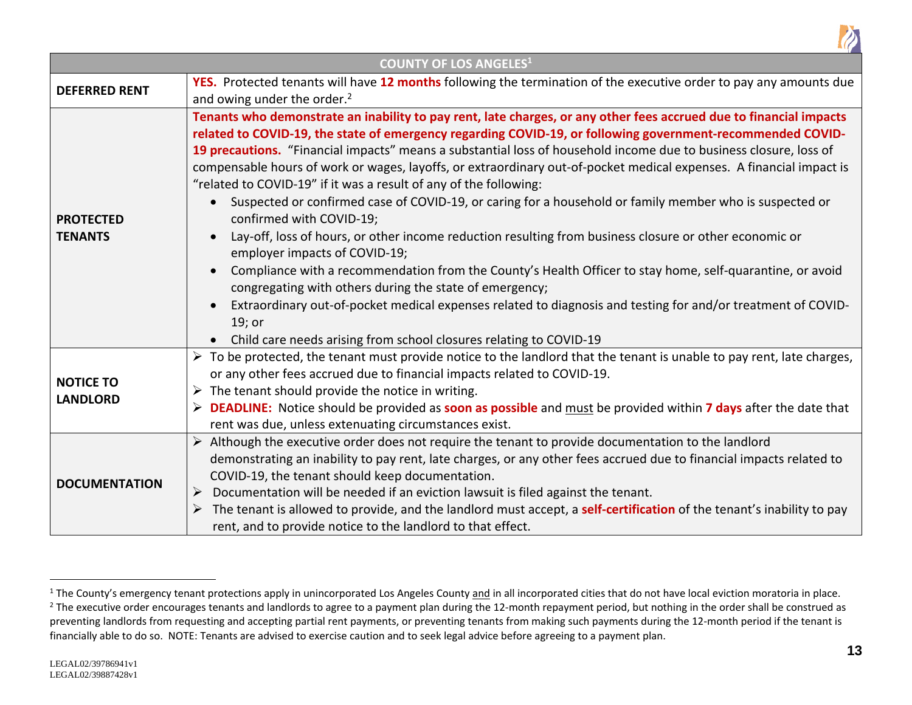| COUNTY OF LOS ANGELES[1] | |
|---|---|
| **DEFERRED RENT** | **YES.** Protected tenants will have **12 months** following the termination of the executive order to pay any amounts due and owing under the order.[2] |
| **PROTECTED TENANTS** | **Tenants who demonstrate an inability to pay rent, late charges, or any other fees accrued due to financial impacts related to COVID-19, the state of emergency regarding COVID-19, or following government-recommended COVID-19 precautions.** "Financial impacts" means a substantial loss of household income due to business closure, loss of compensable hours of work or wages, layoffs, or extraordinary out-of-pocket medical expenses. A financial impact is "related to COVID-19" if it was a result of any of the following: <br>• Suspected or confirmed case of COVID-19, or caring for a household or family member who is suspected or confirmed with COVID-19; <br>• Lay-off, loss of hours, or other income reduction resulting from business closure or other economic or employer impacts of COVID-19; <br>• Compliance with a recommendation from the County's Health Officer to stay home, self-quarantine, or avoid congregating with others during the state of emergency; <br>• Extraordinary out-of-pocket medical expenses related to diagnosis and testing for and/or treatment of COVID-19; or <br>• Child care needs arising from school closures relating to COVID-19 |
| **NOTICE TO LANDLORD** | ➢ To be protected, the tenant must provide notice to the landlord that the tenant is unable to pay rent, late charges, or any other fees accrued due to financial impacts related to COVID-19. <br>➢ The tenant should provide the notice in writing. <br>➢ **DEADLINE:** Notice should be provided as **soon as possible** and must be provided within **7 days** after the date that rent was due, unless extenuating circumstances exist. |
| **DOCUMENTATION** | ➢ Although the executive order does not require the tenant to provide documentation to the landlord demonstrating an inability to pay rent, late charges, or any other fees accrued due to financial impacts related to COVID-19, the tenant should keep documentation. <br>➢ Documentation will be needed if an eviction lawsuit is filed against the tenant. <br>➢ The tenant is allowed to provide, and the landlord must accept, a **self-certification** of the tenant's inability to pay rent, and to provide notice to the landlord to that effect. |

[1] The County's emergency tenant protections apply in unincorporated Los Angeles County and in all incorporated cities that do not have local eviction moratoria in place.

[2] The executive order encourages tenants and landlords to agree to a payment plan during the 12-month repayment period, but nothing in the order shall be construed as preventing landlords from requesting and accepting partial rent payments, or preventing tenants from making such payments during the 12-month period if the tenant is financially able to do so. NOTE: Tenants are advised to exercise caution and to seek legal advice before agreeing to a payment plan.

LEGAL02/39786941v1
LEGAL02/39887428v1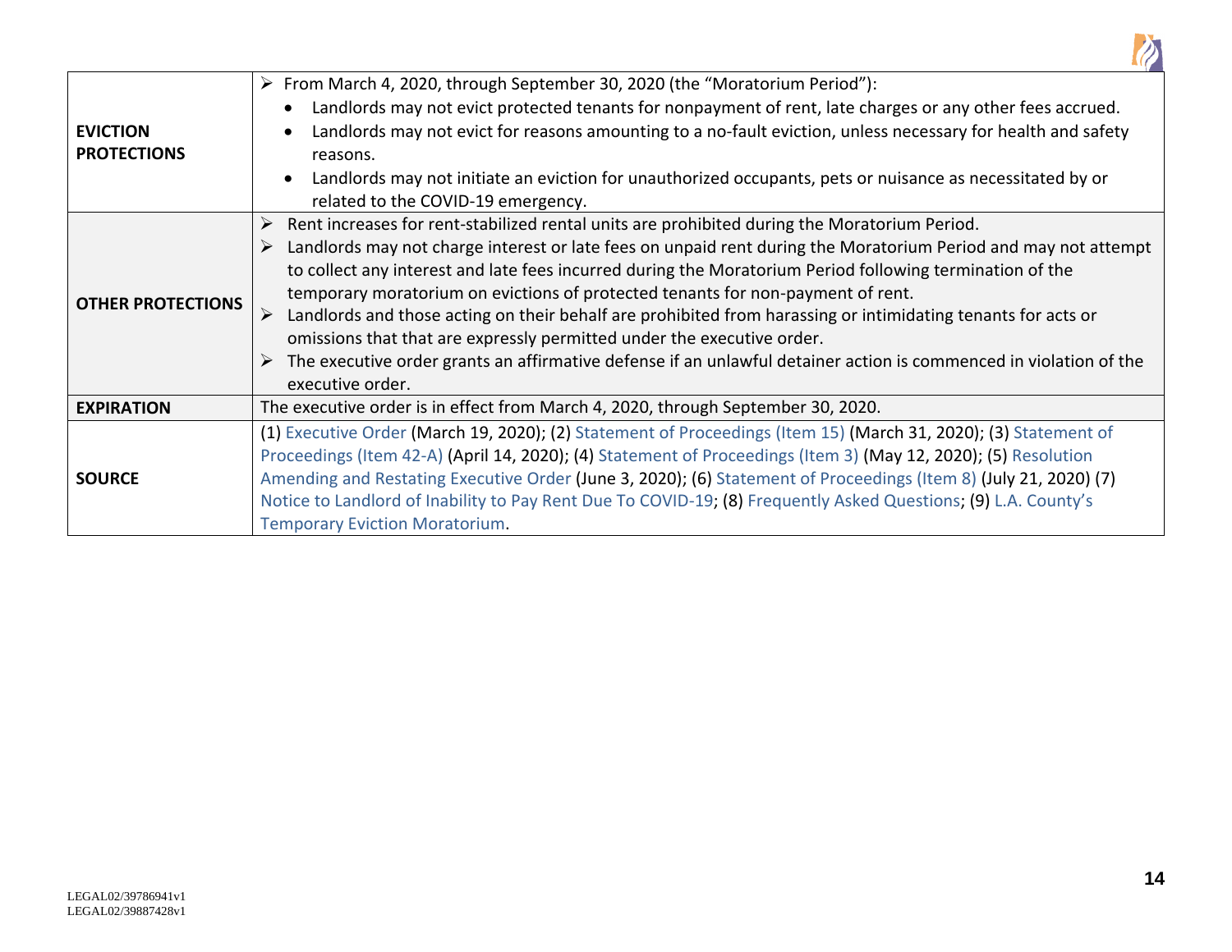| | |
|---|---|
| **EVICTION PROTECTIONS** | ➢ From March 4, 2020, through September 30, 2020 (the "Moratorium Period"):<br>• Landlords may not evict protected tenants for nonpayment of rent, late charges or any other fees accrued.<br>• Landlords may not evict for reasons amounting to a no-fault eviction, unless necessary for health and safety reasons.<br>• Landlords may not initiate an eviction for unauthorized occupants, pets or nuisance as necessitated by or related to the COVID-19 emergency. |
| **OTHER PROTECTIONS** | ➢ Rent increases for rent-stabilized rental units are prohibited during the Moratorium Period.<br>➢ Landlords may not charge interest or late fees on unpaid rent during the Moratorium Period and may not attempt to collect any interest and late fees incurred during the Moratorium Period following termination of the temporary moratorium on evictions of protected tenants for non-payment of rent.<br>➢ Landlords and those acting on their behalf are prohibited from harassing or intimidating tenants for acts or omissions that that are expressly permitted under the executive order.<br>➢ The executive order grants an affirmative defense if an unlawful detainer action is commenced in violation of the executive order. |
| **EXPIRATION** | The executive order is in effect from March 4, 2020, through September 30, 2020. |
| **SOURCE** | (1) Executive Order (March 19, 2020); (2) Statement of Proceedings (Item 15) (March 31, 2020); (3) Statement of Proceedings (Item 42-A) (April 14, 2020); (4) Statement of Proceedings (Item 3) (May 12, 2020); (5) Resolution Amending and Restating Executive Order (June 3, 2020); (6) Statement of Proceedings (Item 8) (July 21, 2020) (7) Notice to Landlord of Inability to Pay Rent Due To COVID-19; (8) Frequently Asked Questions; (9) L.A. County's Temporary Eviction Moratorium. |

LEGAL02/39786941v1
LEGAL02/39887428v1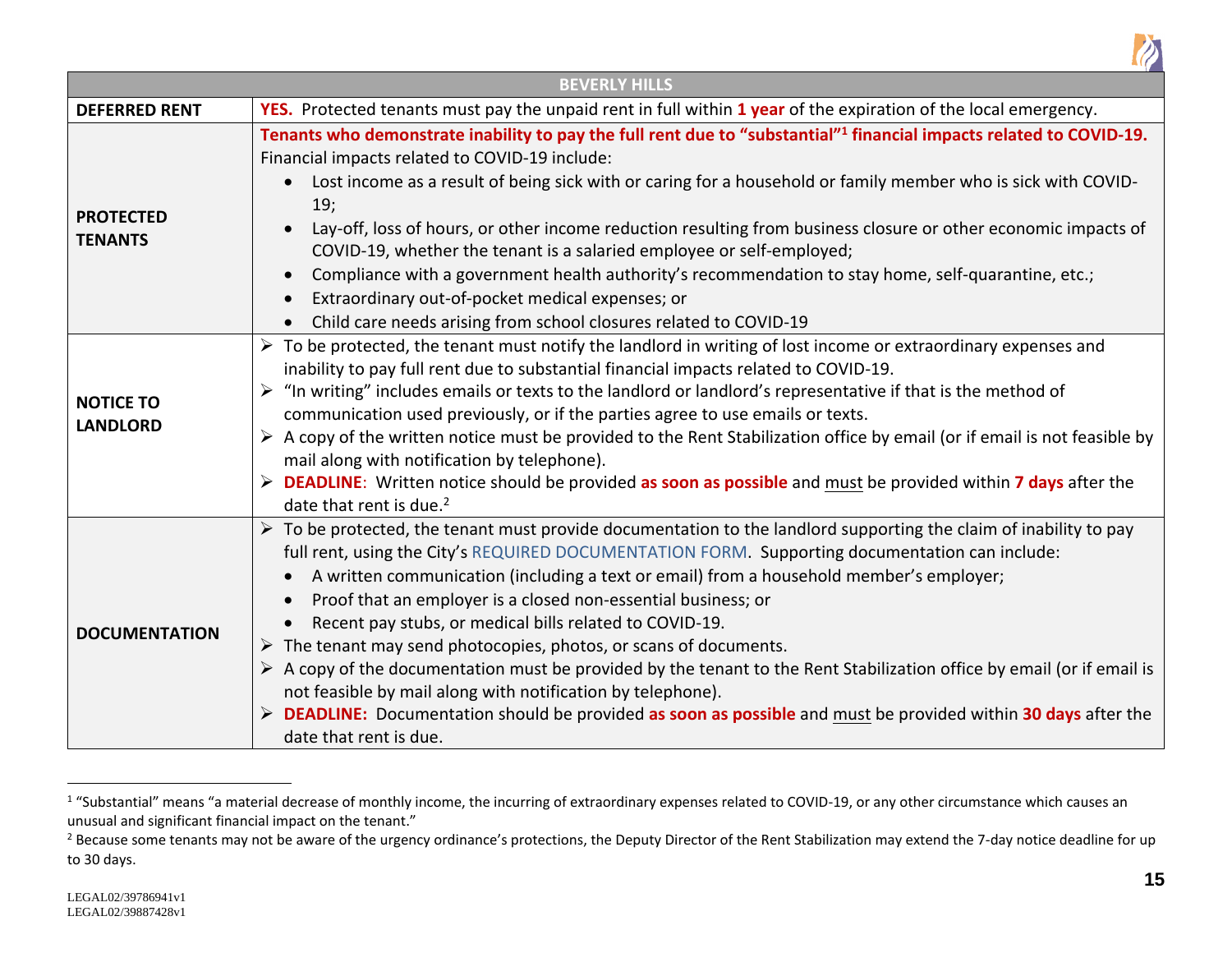| BEVERLY HILLS | |
|---|---|
| **DEFERRED RENT** | **YES.** Protected tenants must pay the unpaid rent in full within **1 year** of the expiration of the local emergency. |
| **PROTECTED TENANTS** | **Tenants who demonstrate inability to pay the full rent due to "substantial"[1] financial impacts related to COVID-19.**<br>Financial impacts related to COVID-19 include:<br>• Lost income as a result of being sick with or caring for a household or family member who is sick with COVID-19;<br>• Lay-off, loss of hours, or other income reduction resulting from business closure or other economic impacts of COVID-19, whether the tenant is a salaried employee or self-employed;<br>• Compliance with a government health authority's recommendation to stay home, self-quarantine, etc.;<br>• Extraordinary out-of-pocket medical expenses; or<br>• Child care needs arising from school closures related to COVID-19 |
| **NOTICE TO LANDLORD** | ➢ To be protected, the tenant must notify the landlord in writing of lost income or extraordinary expenses and inability to pay full rent due to substantial financial impacts related to COVID-19.<br>➢ "In writing" includes emails or texts to the landlord or landlord's representative if that is the method of communication used previously, or if the parties agree to use emails or texts.<br>➢ A copy of the written notice must be provided to the Rent Stabilization office by email (or if email is not feasible by mail along with notification by telephone).<br>➢ **DEADLINE**: Written notice should be provided **as soon as possible** and <u>must</u> be provided within **7 days** after the date that rent is due.[2] |
| **DOCUMENTATION** | ➢ To be protected, the tenant must provide documentation to the landlord supporting the claim of inability to pay full rent, using the City's REQUIRED DOCUMENTATION FORM. Supporting documentation can include:<br>• A written communication (including a text or email) from a household member's employer;<br>• Proof that an employer is a closed non-essential business; or<br>• Recent pay stubs, or medical bills related to COVID-19.<br>➢ The tenant may send photocopies, photos, or scans of documents.<br>➢ A copy of the documentation must be provided by the tenant to the Rent Stabilization office by email (or if email is not feasible by mail along with notification by telephone).<br>➢ **DEADLINE:** Documentation should be provided **as soon as possible** and <u>must</u> be provided within **30 days** after the date that rent is due. |

[1] "Substantial" means "a material decrease of monthly income, the incurring of extraordinary expenses related to COVID-19, or any other circumstance which causes an unusual and significant financial impact on the tenant."

[2] Because some tenants may not be aware of the urgency ordinance's protections, the Deputy Director of the Rent Stabilization may extend the 7-day notice deadline for up to 30 days.

LEGAL02/39786941v1
LEGAL02/39887428v1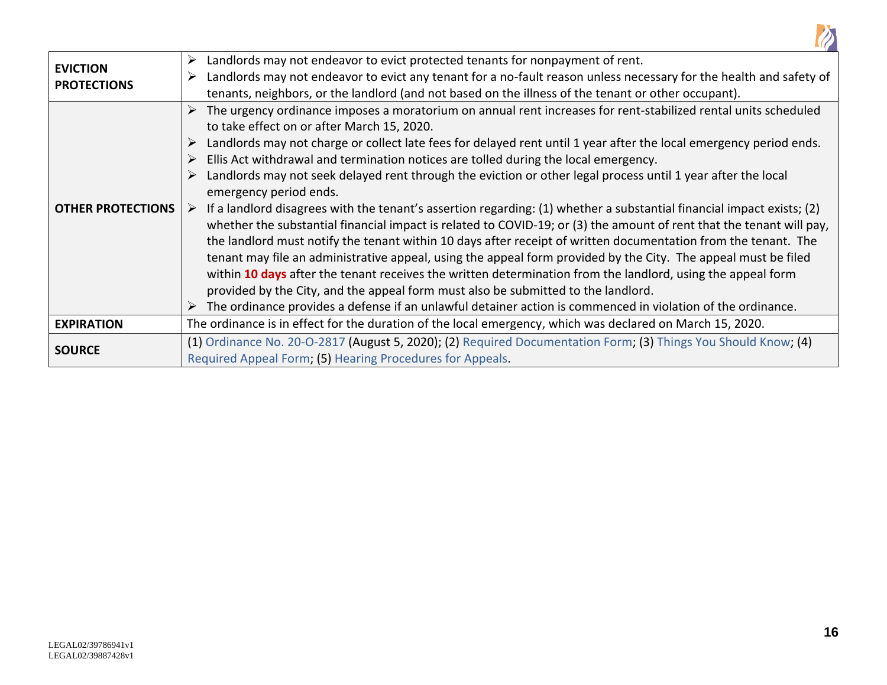| | |
|---|---|
| **EVICTION PROTECTIONS** | ➢ Landlords may not endeavor to evict protected tenants for nonpayment of rent.<br>➢ Landlords may not endeavor to evict any tenant for a no-fault reason unless necessary for the health and safety of tenants, neighbors, or the landlord (and not based on the illness of the tenant or other occupant). |
| **OTHER PROTECTIONS** | ➢ The urgency ordinance imposes a moratorium on annual rent increases for rent-stabilized rental units scheduled to take effect on or after March 15, 2020.<br>➢ Landlords may not charge or collect late fees for delayed rent until 1 year after the local emergency period ends.<br>➢ Ellis Act withdrawal and termination notices are tolled during the local emergency.<br>➢ Landlords may not seek delayed rent through the eviction or other legal process until 1 year after the local emergency period ends.<br>➢ If a landlord disagrees with the tenant's assertion regarding: (1) whether a substantial financial impact exists; (2) whether the substantial financial impact is related to COVID-19; or (3) the amount of rent that the tenant will pay, the landlord must notify the tenant within 10 days after receipt of written documentation from the tenant. The tenant may file an administrative appeal, using the appeal form provided by the City. The appeal must be filed within **10 days** after the tenant receives the written determination from the landlord, using the appeal form provided by the City, and the appeal form must also be submitted to the landlord.<br>➢ The ordinance provides a defense if an unlawful detainer action is commenced in violation of the ordinance. |
| **EXPIRATION** | The ordinance is in effect for the duration of the local emergency, which was declared on March 15, 2020. |
| **SOURCE** | (1) Ordinance No. 20-O-2817 (August 5, 2020); (2) Required Documentation Form; (3) Things You Should Know; (4) Required Appeal Form; (5) Hearing Procedures for Appeals. |

LEGAL02/39786941v1
LEGAL02/39887428v1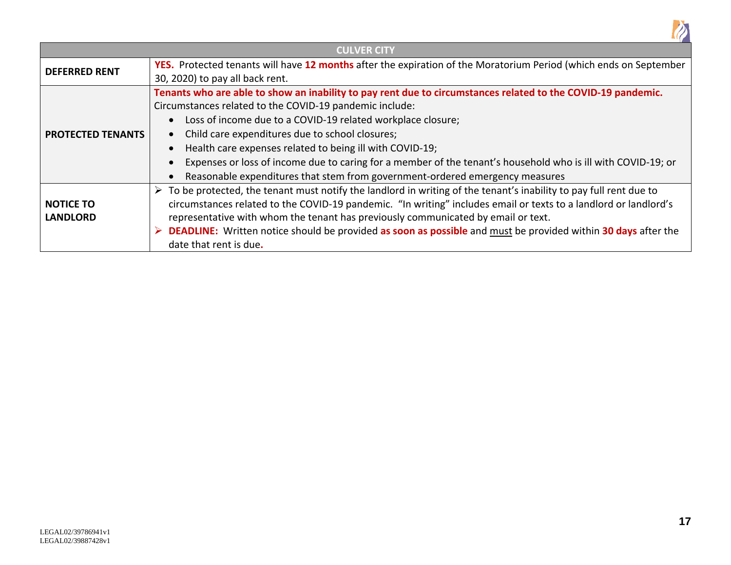| CULVER CITY | |
|---|---|
| **DEFERRED RENT** | **YES.** Protected tenants will have **12 months** after the expiration of the Moratorium Period (which ends on September 30, 2020) to pay all back rent. |
| **PROTECTED TENANTS** | **Tenants who are able to show an inability to pay rent due to circumstances related to the COVID-19 pandemic.** Circumstances related to the COVID-19 pandemic include:<br>• Loss of income due to a COVID-19 related workplace closure;<br>• Child care expenditures due to school closures;<br>• Health care expenses related to being ill with COVID-19;<br>• Expenses or loss of income due to caring for a member of the tenant's household who is ill with COVID-19; or<br>• Reasonable expenditures that stem from government-ordered emergency measures |
| **NOTICE TO LANDLORD** | ➢ To be protected, the tenant must notify the landlord in writing of the tenant's inability to pay full rent due to circumstances related to the COVID-19 pandemic. "In writing" includes email or texts to a landlord or landlord's representative with whom the tenant has previously communicated by email or text.<br>➢ **DEADLINE:** Written notice should be provided **as soon as possible** and <u>must</u> be provided within **30 days** after the date that rent is due. |

LEGAL02/39786941v1
LEGAL02/39887428v1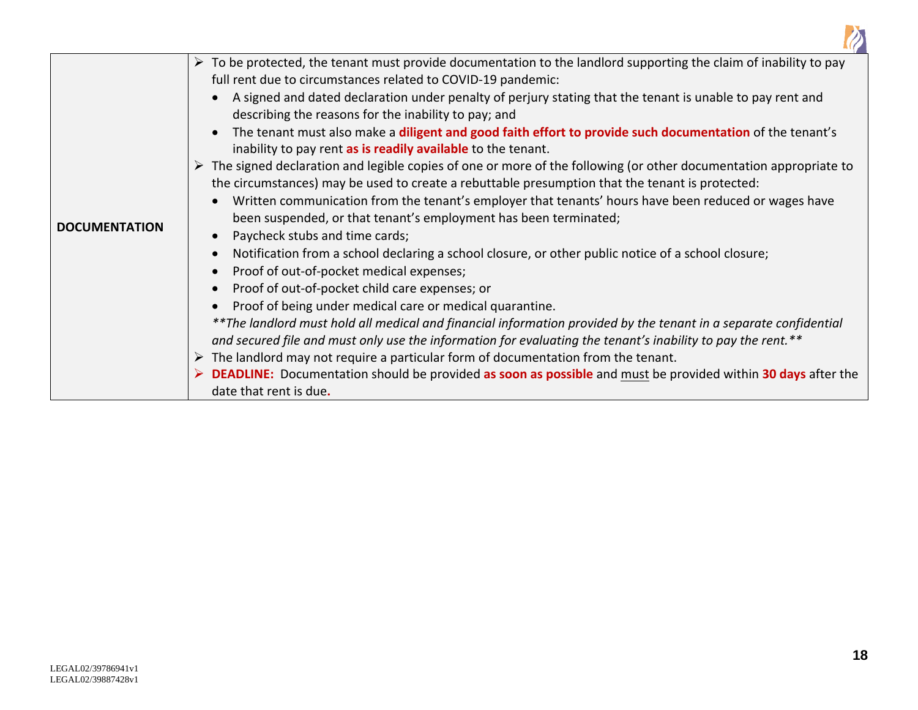| | |
|---|---|
| **DOCUMENTATION** | ➢ To be protected, the tenant must provide documentation to the landlord supporting the claim of inability to pay full rent due to circumstances related to COVID-19 pandemic:<br>• A signed and dated declaration under penalty of perjury stating that the tenant is unable to pay rent and describing the reasons for the inability to pay; and<br>• The tenant must also make a **diligent and good faith effort to provide such documentation** of the tenant's inability to pay rent **as is readily available** to the tenant.<br>➢ The signed declaration and legible copies of one or more of the following (or other documentation appropriate to the circumstances) may be used to create a rebuttable presumption that the tenant is protected:<br>• Written communication from the tenant's employer that tenants' hours have been reduced or wages have been suspended, or that tenant's employment has been terminated;<br>• Paycheck stubs and time cards;<br>• Notification from a school declaring a school closure, or other public notice of a school closure;<br>• Proof of out-of-pocket medical expenses;<br>• Proof of out-of-pocket child care expenses; or<br>• Proof of being under medical care or medical quarantine.<br>*\*\*The landlord must hold all medical and financial information provided by the tenant in a separate confidential and secured file and must only use the information for evaluating the tenant's inability to pay the rent.\*\**<br>➢ The landlord may not require a particular form of documentation from the tenant.<br>➢ **DEADLINE:** Documentation should be provided **as soon as possible** and <u>must</u> be provided within **30 days** after the date that rent is due. |

LEGAL02/39786941v1
LEGAL02/39887428v1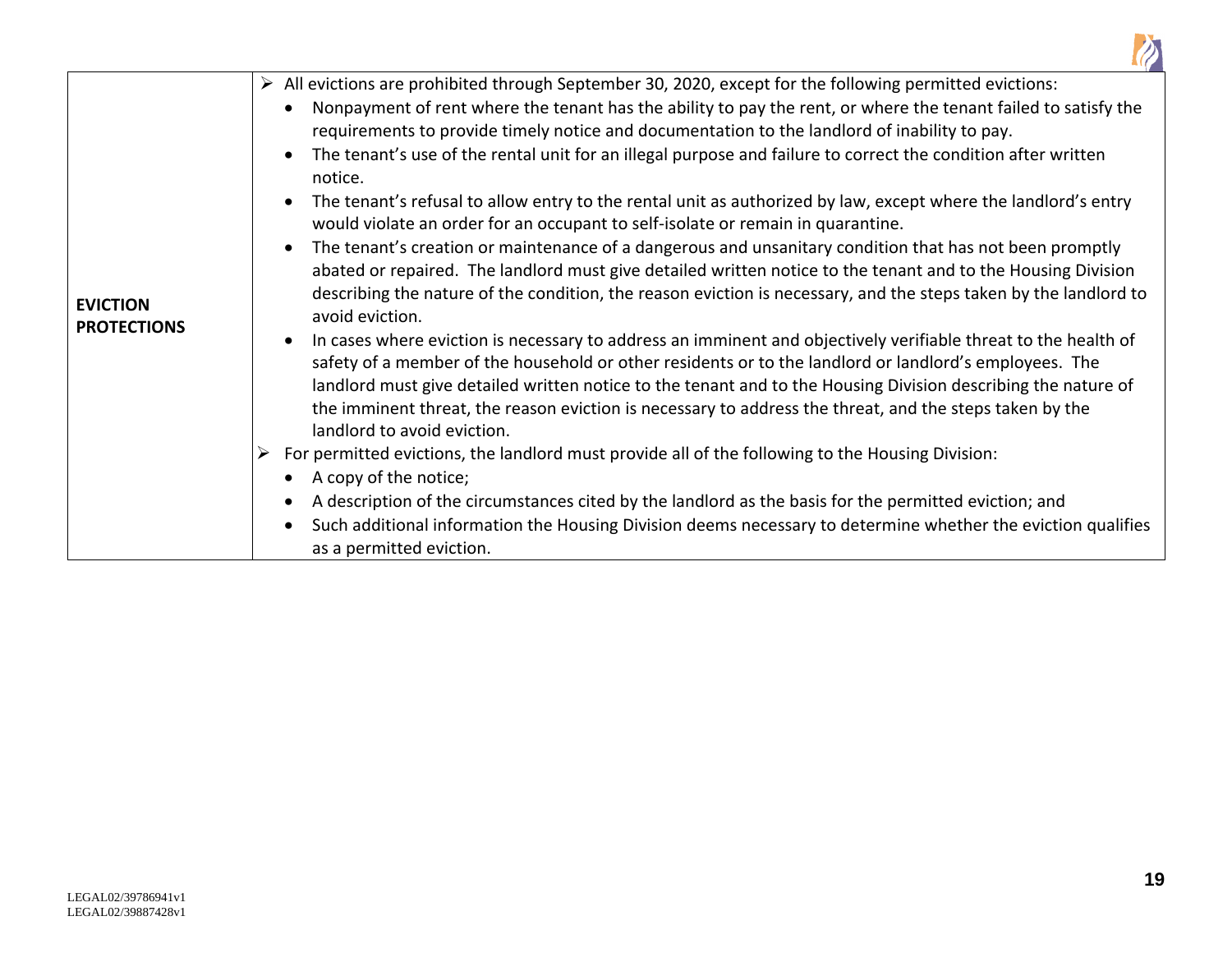| | |
|---|---|
| **EVICTION PROTECTIONS** | ➢ All evictions are prohibited through September 30, 2020, except for the following permitted evictions:<br>• Nonpayment of rent where the tenant has the ability to pay the rent, or where the tenant failed to satisfy the requirements to provide timely notice and documentation to the landlord of inability to pay.<br>• The tenant's use of the rental unit for an illegal purpose and failure to correct the condition after written notice.<br>• The tenant's refusal to allow entry to the rental unit as authorized by law, except where the landlord's entry would violate an order for an occupant to self-isolate or remain in quarantine.<br>• The tenant's creation or maintenance of a dangerous and unsanitary condition that has not been promptly abated or repaired. The landlord must give detailed written notice to the tenant and to the Housing Division describing the nature of the condition, the reason eviction is necessary, and the steps taken by the landlord to avoid eviction.<br>• In cases where eviction is necessary to address an imminent and objectively verifiable threat to the health of safety of a member of the household or other residents or to the landlord or landlord's employees. The landlord must give detailed written notice to the tenant and to the Housing Division describing the nature of the imminent threat, the reason eviction is necessary to address the threat, and the steps taken by the landlord to avoid eviction.<br>➢ For permitted evictions, the landlord must provide all of the following to the Housing Division:<br>• A copy of the notice;<br>• A description of the circumstances cited by the landlord as the basis for the permitted eviction; and<br>• Such additional information the Housing Division deems necessary to determine whether the eviction qualifies as a permitted eviction. |

LEGAL02/39786941v1
LEGAL02/39887428v1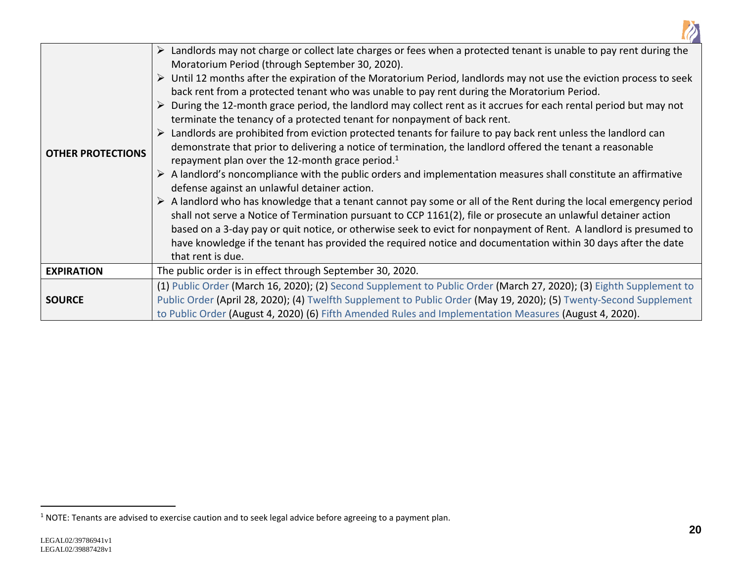| | |
|---|---|
| **OTHER PROTECTIONS** | ➢ Landlords may not charge or collect late charges or fees when a protected tenant is unable to pay rent during the Moratorium Period (through September 30, 2020).<br>➢ Until 12 months after the expiration of the Moratorium Period, landlords may not use the eviction process to seek back rent from a protected tenant who was unable to pay rent during the Moratorium Period.<br>➢ During the 12-month grace period, the landlord may collect rent as it accrues for each rental period but may not terminate the tenancy of a protected tenant for nonpayment of back rent.<br>➢ Landlords are prohibited from eviction protected tenants for failure to pay back rent unless the landlord can demonstrate that prior to delivering a notice of termination, the landlord offered the tenant a reasonable repayment plan over the 12-month grace period.[1]<br>➢ A landlord's noncompliance with the public orders and implementation measures shall constitute an affirmative defense against an unlawful detainer action.<br>➢ A landlord who has knowledge that a tenant cannot pay some or all of the Rent during the local emergency period shall not serve a Notice of Termination pursuant to CCP 1161(2), file or prosecute an unlawful detainer action based on a 3-day pay or quit notice, or otherwise seek to evict for nonpayment of Rent. A landlord is presumed to have knowledge if the tenant has provided the required notice and documentation within 30 days after the date that rent is due. |
| **EXPIRATION** | The public order is in effect through September 30, 2020. |
| **SOURCE** | (1) Public Order (March 16, 2020); (2) Second Supplement to Public Order (March 27, 2020); (3) Eighth Supplement to Public Order (April 28, 2020); (4) Twelfth Supplement to Public Order (May 19, 2020); (5) Twenty-Second Supplement to Public Order (August 4, 2020) (6) Fifth Amended Rules and Implementation Measures (August 4, 2020). |

[1] NOTE: Tenants are advised to exercise caution and to seek legal advice before agreeing to a payment plan.

LEGAL02/39786941v1
LEGAL02/39887428v1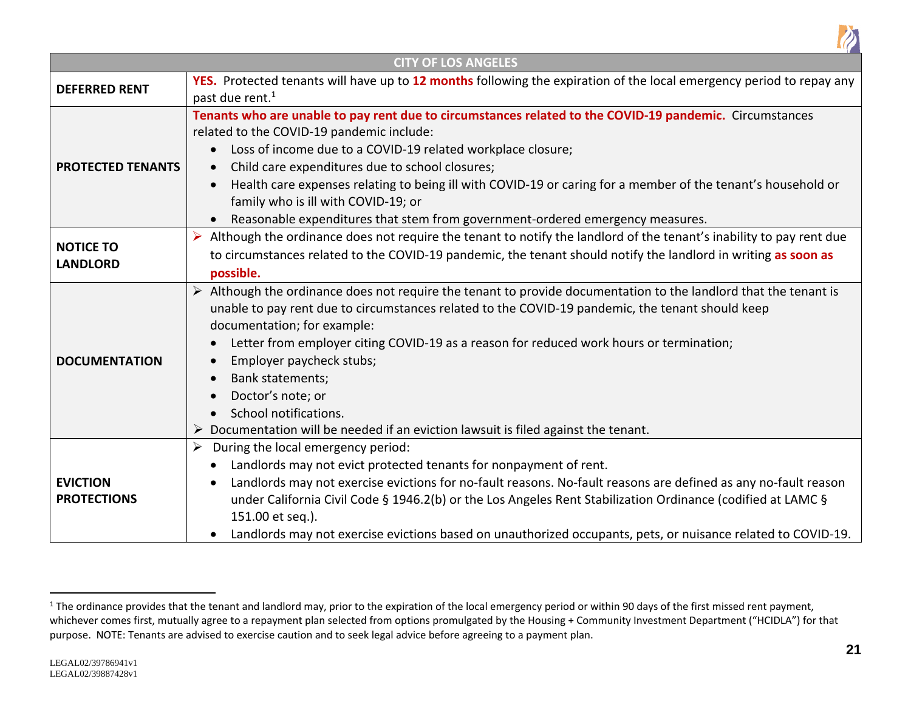| CITY OF LOS ANGELES | |
|---|---|
| **DEFERRED RENT** | **YES.** Protected tenants will have up to **12 months** following the expiration of the local emergency period to repay any past due rent.[1] |
| **PROTECTED TENANTS** | **Tenants who are unable to pay rent due to circumstances related to the COVID-19 pandemic.** Circumstances related to the COVID-19 pandemic include:<br>• Loss of income due to a COVID-19 related workplace closure;<br>• Child care expenditures due to school closures;<br>• Health care expenses relating to being ill with COVID-19 or caring for a member of the tenant's household or family who is ill with COVID-19; or<br>• Reasonable expenditures that stem from government-ordered emergency measures. |
| **NOTICE TO LANDLORD** | ➢ Although the ordinance does not require the tenant to notify the landlord of the tenant's inability to pay rent due to circumstances related to the COVID-19 pandemic, the tenant should notify the landlord in writing **as soon as possible.** |
| **DOCUMENTATION** | ➢ Although the ordinance does not require the tenant to provide documentation to the landlord that the tenant is unable to pay rent due to circumstances related to the COVID-19 pandemic, the tenant should keep documentation; for example:<br>• Letter from employer citing COVID-19 as a reason for reduced work hours or termination;<br>• Employer paycheck stubs;<br>• Bank statements;<br>• Doctor's note; or<br>• School notifications.<br>➢ Documentation will be needed if an eviction lawsuit is filed against the tenant. |
| **EVICTION PROTECTIONS** | ➢ During the local emergency period:<br>• Landlords may not evict protected tenants for nonpayment of rent.<br>• Landlords may not exercise evictions for no-fault reasons. No-fault reasons are defined as any no-fault reason under California Civil Code § 1946.2(b) or the Los Angeles Rent Stabilization Ordinance (codified at LAMC § 151.00 et seq.).<br>• Landlords may not exercise evictions based on unauthorized occupants, pets, or nuisance related to COVID-19. |

[1] The ordinance provides that the tenant and landlord may, prior to the expiration of the local emergency period or within 90 days of the first missed rent payment, whichever comes first, mutually agree to a repayment plan selected from options promulgated by the Housing + Community Investment Department ("HCIDLA") for that purpose. NOTE: Tenants are advised to exercise caution and to seek legal advice before agreeing to a payment plan.

LEGAL02/39786941v1
LEGAL02/39887428v1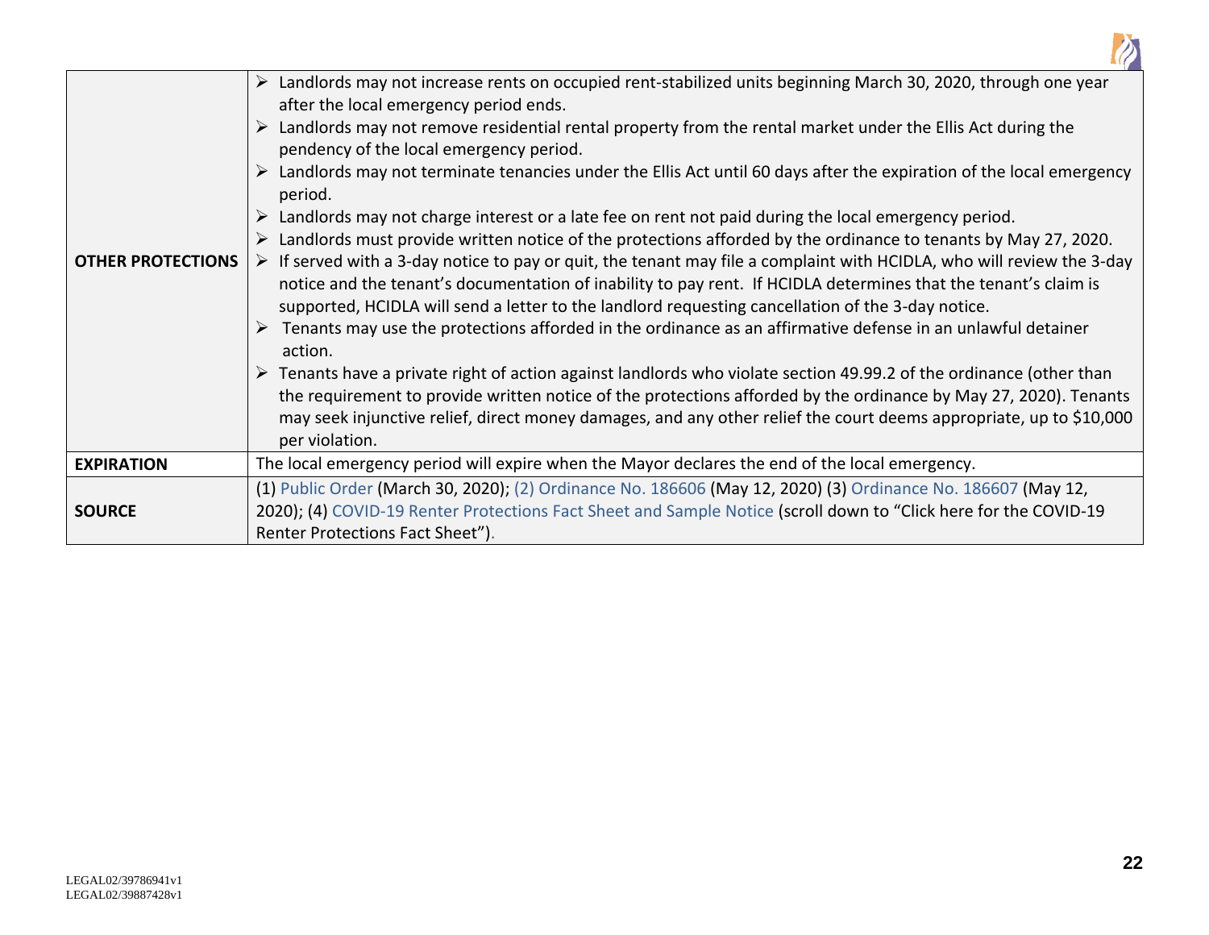| | |
|---|---|
| **OTHER PROTECTIONS** | ➢ Landlords may not increase rents on occupied rent-stabilized units beginning March 30, 2020, through one year after the local emergency period ends.<br>➢ Landlords may not remove residential rental property from the rental market under the Ellis Act during the pendency of the local emergency period.<br>➢ Landlords may not terminate tenancies under the Ellis Act until 60 days after the expiration of the local emergency period.<br>➢ Landlords may not charge interest or a late fee on rent not paid during the local emergency period.<br>➢ Landlords must provide written notice of the protections afforded by the ordinance to tenants by May 27, 2020.<br>➢ If served with a 3-day notice to pay or quit, the tenant may file a complaint with HCIDLA, who will review the 3-day notice and the tenant's documentation of inability to pay rent. If HCIDLA determines that the tenant's claim is supported, HCIDLA will send a letter to the landlord requesting cancellation of the 3-day notice.<br>➢ Tenants may use the protections afforded in the ordinance as an affirmative defense in an unlawful detainer action.<br>➢ Tenants have a private right of action against landlords who violate section 49.99.2 of the ordinance (other than the requirement to provide written notice of the protections afforded by the ordinance by May 27, 2020). Tenants may seek injunctive relief, direct money damages, and any other relief the court deems appropriate, up to $10,000 per violation. |
| **EXPIRATION** | The local emergency period will expire when the Mayor declares the end of the local emergency. |
| **SOURCE** | (1) Public Order (March 30, 2020); (2) Ordinance No. 186606 (May 12, 2020) (3) Ordinance No. 186607 (May 12, 2020); (4) COVID-19 Renter Protections Fact Sheet and Sample Notice (scroll down to "Click here for the COVID-19 Renter Protections Fact Sheet"). |

LEGAL02/39786941v1
LEGAL02/39887428v1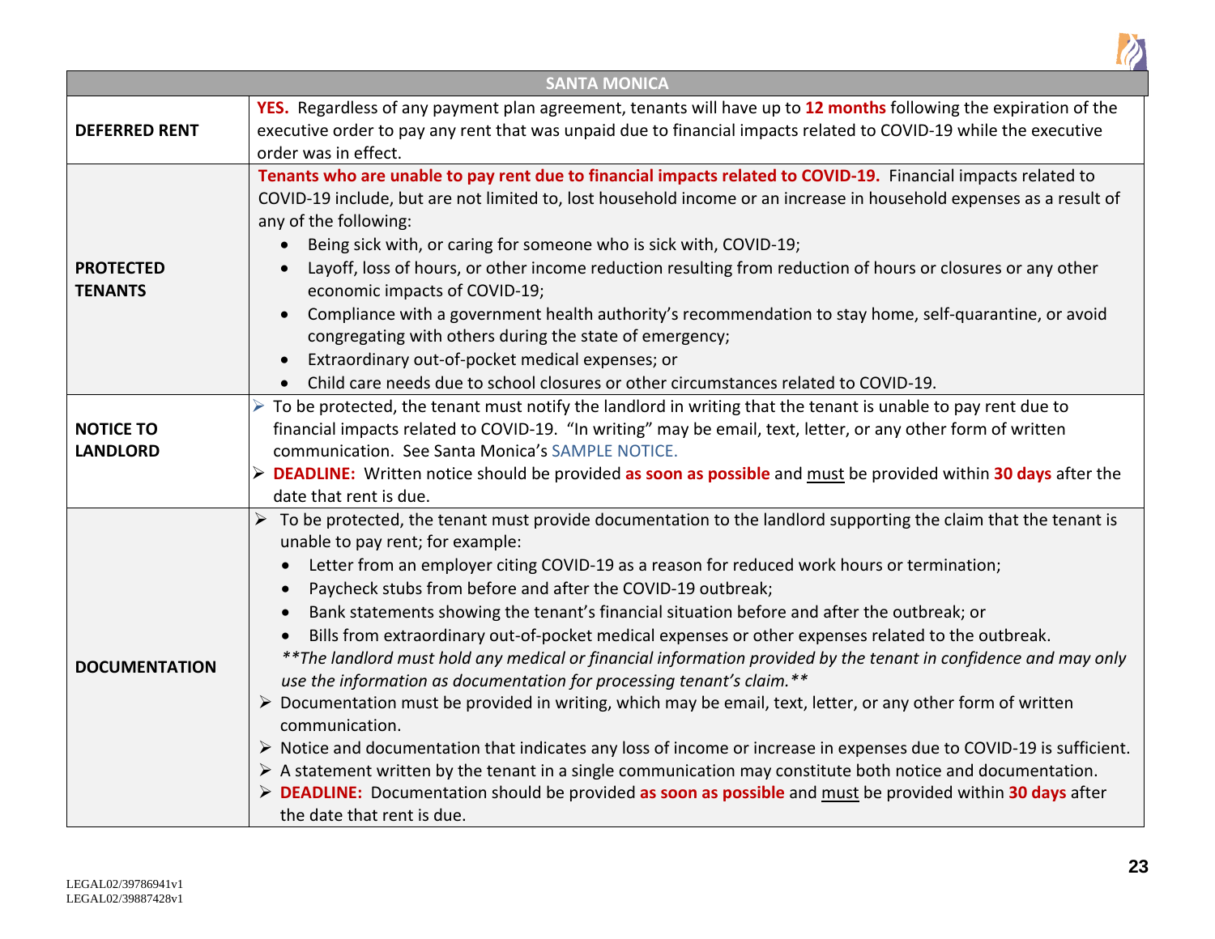| SANTA MONICA | |
|---|---|
| **DEFERRED RENT** | **YES.** Regardless of any payment plan agreement, tenants will have up to **12 months** following the expiration of the executive order to pay any rent that was unpaid due to financial impacts related to COVID-19 while the executive order was in effect. |
| **PROTECTED TENANTS** | **Tenants who are unable to pay rent due to financial impacts related to COVID-19.** Financial impacts related to COVID-19 include, but are not limited to, lost household income or an increase in household expenses as a result of any of the following:<br>• Being sick with, or caring for someone who is sick with, COVID-19;<br>• Layoff, loss of hours, or other income reduction resulting from reduction of hours or closures or any other economic impacts of COVID-19;<br>• Compliance with a government health authority's recommendation to stay home, self-quarantine, or avoid congregating with others during the state of emergency;<br>• Extraordinary out-of-pocket medical expenses; or<br>• Child care needs due to school closures or other circumstances related to COVID-19. |
| **NOTICE TO LANDLORD** | ➢ To be protected, the tenant must notify the landlord in writing that the tenant is unable to pay rent due to financial impacts related to COVID-19. "In writing" may be email, text, letter, or any other form of written communication. See Santa Monica's SAMPLE NOTICE.<br>➢ **DEADLINE:** Written notice should be provided **as soon as possible** and <u>must</u> be provided within **30 days** after the date that rent is due. |
| **DOCUMENTATION** | ➢ To be protected, the tenant must provide documentation to the landlord supporting the claim that the tenant is unable to pay rent; for example:<br>• Letter from an employer citing COVID-19 as a reason for reduced work hours or termination;<br>• Paycheck stubs from before and after the COVID-19 outbreak;<br>• Bank statements showing the tenant's financial situation before and after the outbreak; or<br>• Bills from extraordinary out-of-pocket medical expenses or other expenses related to the outbreak.<br>*\*\*The landlord must hold any medical or financial information provided by the tenant in confidence and may only use the information as documentation for processing tenant's claim.\*\**<br>➢ Documentation must be provided in writing, which may be email, text, letter, or any other form of written communication.<br>➢ Notice and documentation that indicates any loss of income or increase in expenses due to COVID-19 is sufficient.<br>➢ A statement written by the tenant in a single communication may constitute both notice and documentation.<br>➢ **DEADLINE:** Documentation should be provided **as soon as possible** and <u>must</u> be provided within **30 days** after the date that rent is due. |

LEGAL02/39786941v1
LEGAL02/39887428v1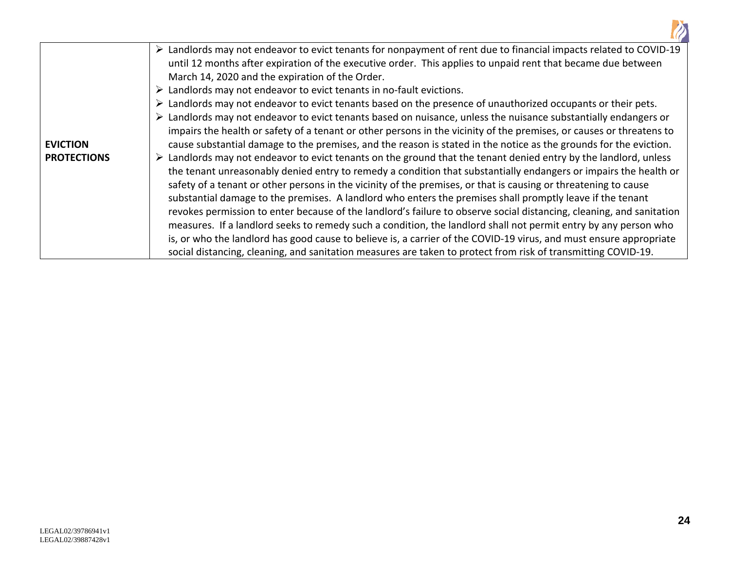| | |
|---|---|
| **EVICTION PROTECTIONS** | ➢ Landlords may not endeavor to evict tenants for nonpayment of rent due to financial impacts related to COVID-19 until 12 months after expiration of the executive order. This applies to unpaid rent that became due between March 14, 2020 and the expiration of the Order.<br>➢ Landlords may not endeavor to evict tenants in no-fault evictions.<br>➢ Landlords may not endeavor to evict tenants based on the presence of unauthorized occupants or their pets.<br>➢ Landlords may not endeavor to evict tenants based on nuisance, unless the nuisance substantially endangers or impairs the health or safety of a tenant or other persons in the vicinity of the premises, or causes or threatens to cause substantial damage to the premises, and the reason is stated in the notice as the grounds for the eviction.<br>➢ Landlords may not endeavor to evict tenants on the ground that the tenant denied entry by the landlord, unless the tenant unreasonably denied entry to remedy a condition that substantially endangers or impairs the health or safety of a tenant or other persons in the vicinity of the premises, or that is causing or threatening to cause substantial damage to the premises. A landlord who enters the premises shall promptly leave if the tenant revokes permission to enter because of the landlord's failure to observe social distancing, cleaning, and sanitation measures. If a landlord seeks to remedy such a condition, the landlord shall not permit entry by any person who is, or who the landlord has good cause to believe is, a carrier of the COVID-19 virus, and must ensure appropriate social distancing, cleaning, and sanitation measures are taken to protect from risk of transmitting COVID-19. |

LEGAL02/39786941v1
LEGAL02/39887428v1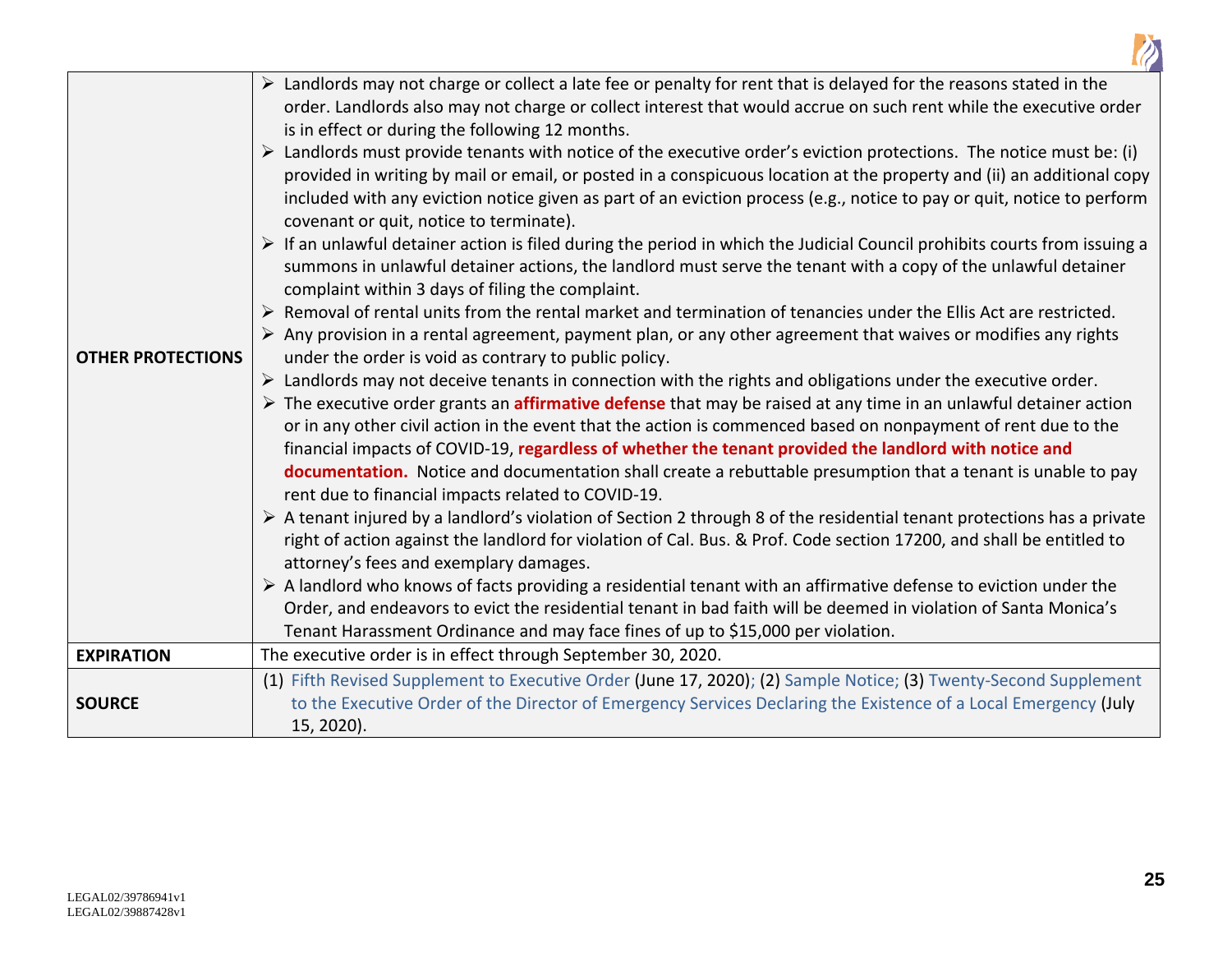| | |
|---|---|
| **OTHER PROTECTIONS** | ➢ Landlords may not charge or collect a late fee or penalty for rent that is delayed for the reasons stated in the order. Landlords also may not charge or collect interest that would accrue on such rent while the executive order is in effect or during the following 12 months.<br>➢ Landlords must provide tenants with notice of the executive order's eviction protections. The notice must be: (i) provided in writing by mail or email, or posted in a conspicuous location at the property and (ii) an additional copy included with any eviction notice given as part of an eviction process (e.g., notice to pay or quit, notice to perform covenant or quit, notice to terminate).<br>➢ If an unlawful detainer action is filed during the period in which the Judicial Council prohibits courts from issuing a summons in unlawful detainer actions, the landlord must serve the tenant with a copy of the unlawful detainer complaint within 3 days of filing the complaint.<br>➢ Removal of rental units from the rental market and termination of tenancies under the Ellis Act are restricted.<br>➢ Any provision in a rental agreement, payment plan, or any other agreement that waives or modifies any rights under the order is void as contrary to public policy.<br>➢ Landlords may not deceive tenants in connection with the rights and obligations under the executive order.<br>➢ The executive order grants an **affirmative defense** that may be raised at any time in an unlawful detainer action or in any other civil action in the event that the action is commenced based on nonpayment of rent due to the financial impacts of COVID-19, **regardless of whether the tenant provided the landlord with notice and documentation.** Notice and documentation shall create a rebuttable presumption that a tenant is unable to pay rent due to financial impacts related to COVID-19.<br>➢ A tenant injured by a landlord's violation of Section 2 through 8 of the residential tenant protections has a private right of action against the landlord for violation of Cal. Bus. & Prof. Code section 17200, and shall be entitled to attorney's fees and exemplary damages.<br>➢ A landlord who knows of facts providing a residential tenant with an affirmative defense to eviction under the Order, and endeavors to evict the residential tenant in bad faith will be deemed in violation of Santa Monica's Tenant Harassment Ordinance and may face fines of up to $15,000 per violation. |
| **EXPIRATION** | The executive order is in effect through September 30, 2020. |
| **SOURCE** | (1) Fifth Revised Supplement to Executive Order (June 17, 2020); (2) Sample Notice; (3) Twenty-Second Supplement to the Executive Order of the Director of Emergency Services Declaring the Existence of a Local Emergency (July 15, 2020). |

LEGAL02/39786941v1
LEGAL02/39887428v1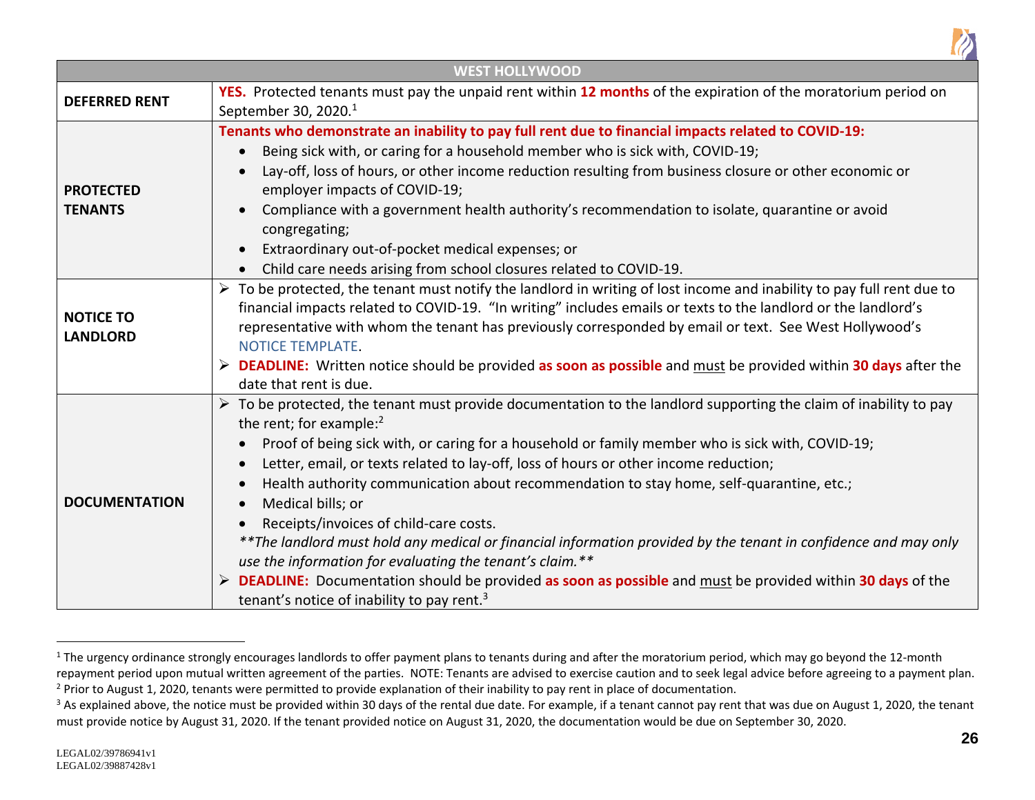| WEST HOLLYWOOD | |
|---|---|
| **DEFERRED RENT** | **YES.** Protected tenants must pay the unpaid rent within **12 months** of the expiration of the moratorium period on September 30, 2020.[1] |
| **PROTECTED TENANTS** | **Tenants who demonstrate an inability to pay full rent due to financial impacts related to COVID-19:**<br>• Being sick with, or caring for a household member who is sick with, COVID-19;<br>• Lay-off, loss of hours, or other income reduction resulting from business closure or other economic or employer impacts of COVID-19;<br>• Compliance with a government health authority's recommendation to isolate, quarantine or avoid congregating;<br>• Extraordinary out-of-pocket medical expenses; or<br>• Child care needs arising from school closures related to COVID-19. |
| **NOTICE TO LANDLORD** | ➢ To be protected, the tenant must notify the landlord in writing of lost income and inability to pay full rent due to financial impacts related to COVID-19. "In writing" includes emails or texts to the landlord or the landlord's representative with whom the tenant has previously corresponded by email or text. See West Hollywood's NOTICE TEMPLATE.<br>➢ **DEADLINE:** Written notice should be provided **as soon as possible** and <u>must</u> be provided within **30 days** after the date that rent is due. |
| **DOCUMENTATION** | ➢ To be protected, the tenant must provide documentation to the landlord supporting the claim of inability to pay the rent; for example:[2]<br>• Proof of being sick with, or caring for a household or family member who is sick with, COVID-19;<br>• Letter, email, or texts related to lay-off, loss of hours or other income reduction;<br>• Health authority communication about recommendation to stay home, self-quarantine, etc.;<br>• Medical bills; or<br>• Receipts/invoices of child-care costs.<br>*\*\*The landlord must hold any medical or financial information provided by the tenant in confidence and may only use the information for evaluating the tenant's claim.\*\**<br>➢ **DEADLINE:** Documentation should be provided **as soon as possible** and <u>must</u> be provided within **30 days** of the tenant's notice of inability to pay rent.[3] |

[1] The urgency ordinance strongly encourages landlords to offer payment plans to tenants during and after the moratorium period, which may go beyond the 12-month repayment period upon mutual written agreement of the parties. NOTE: Tenants are advised to exercise caution and to seek legal advice before agreeing to a payment plan.

[2] Prior to August 1, 2020, tenants were permitted to provide explanation of their inability to pay rent in place of documentation.

[3] As explained above, the notice must be provided within 30 days of the rental due date. For example, if a tenant cannot pay rent that was due on August 1, 2020, the tenant must provide notice by August 31, 2020. If the tenant provided notice on August 31, 2020, the documentation would be due on September 30, 2020.

LEGAL02/39786941v1
LEGAL02/39887428v1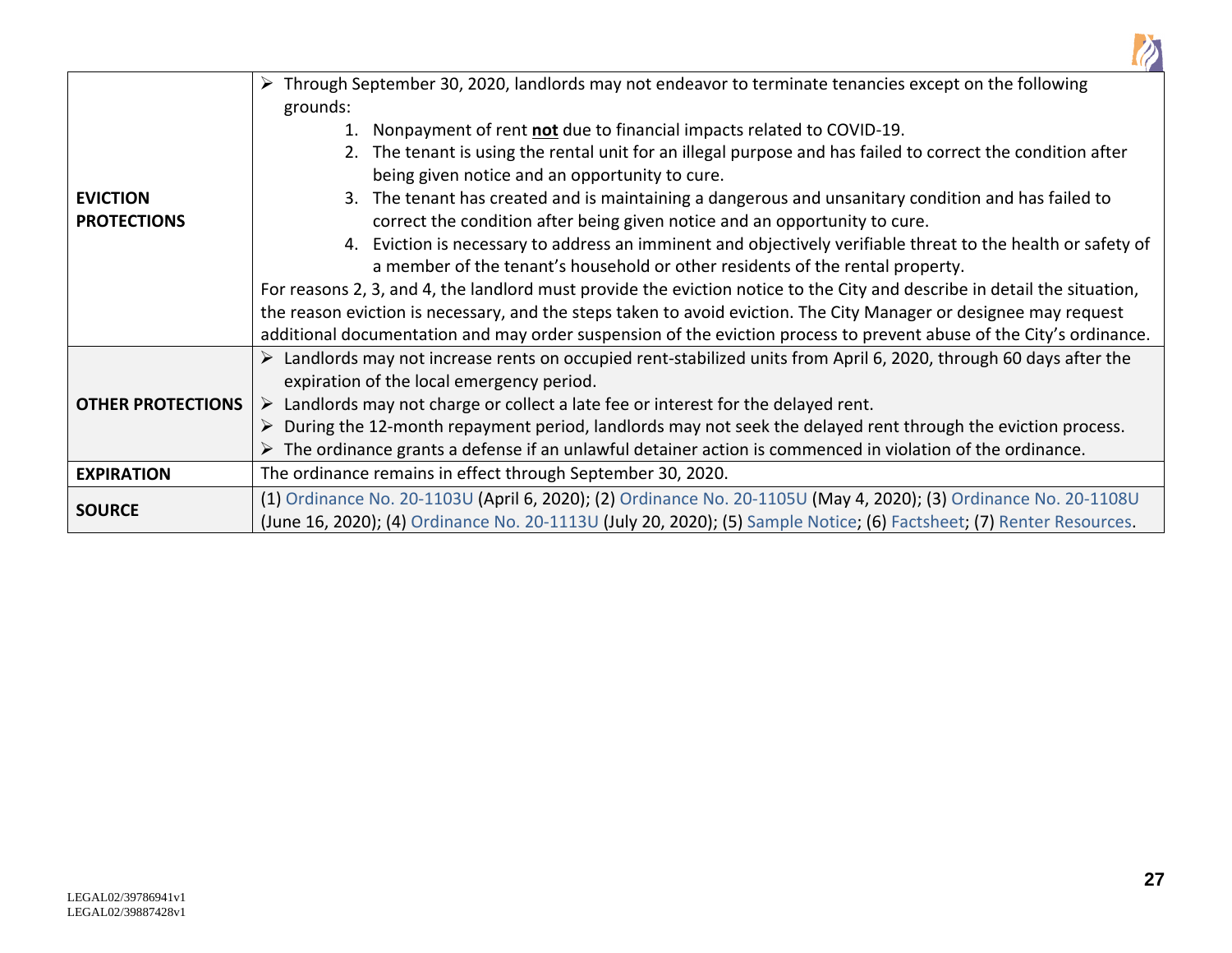| | |
|---|---|
| **EVICTION PROTECTIONS** | ➢ Through September 30, 2020, landlords may not endeavor to terminate tenancies except on the following grounds:<br>1. Nonpayment of rent **not** due to financial impacts related to COVID-19.<br>2. The tenant is using the rental unit for an illegal purpose and has failed to correct the condition after being given notice and an opportunity to cure.<br>3. The tenant has created and is maintaining a dangerous and unsanitary condition and has failed to correct the condition after being given notice and an opportunity to cure.<br>4. Eviction is necessary to address an imminent and objectively verifiable threat to the health or safety of a member of the tenant's household or other residents of the rental property.<br>For reasons 2, 3, and 4, the landlord must provide the eviction notice to the City and describe in detail the situation, the reason eviction is necessary, and the steps taken to avoid eviction. The City Manager or designee may request additional documentation and may order suspension of the eviction process to prevent abuse of the City's ordinance. |
| **OTHER PROTECTIONS** | ➢ Landlords may not increase rents on occupied rent-stabilized units from April 6, 2020, through 60 days after the expiration of the local emergency period.<br>➢ Landlords may not charge or collect a late fee or interest for the delayed rent.<br>➢ During the 12-month repayment period, landlords may not seek the delayed rent through the eviction process.<br>➢ The ordinance grants a defense if an unlawful detainer action is commenced in violation of the ordinance. |
| **EXPIRATION** | The ordinance remains in effect through September 30, 2020. |
| **SOURCE** | (1) Ordinance No. 20-1103U (April 6, 2020); (2) Ordinance No. 20-1105U (May 4, 2020); (3) Ordinance No. 20-1108U (June 16, 2020); (4) Ordinance No. 20-1113U (July 20, 2020); (5) Sample Notice; (6) Factsheet; (7) Renter Resources. |

LEGAL02/39786941v1
LEGAL02/39887428v1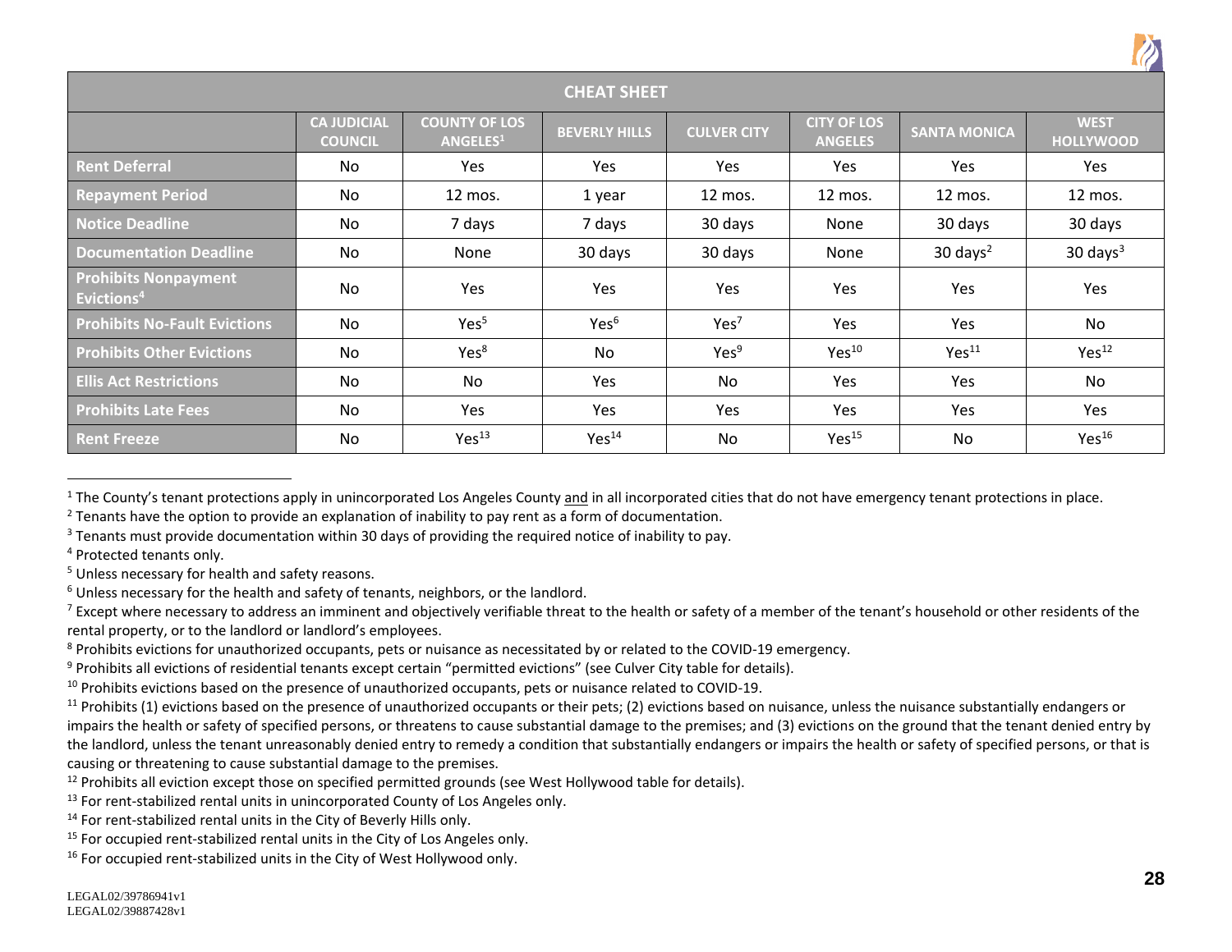| CHEAT SHEET | | | | | | | |
|---|---|---|---|---|---|---|---|
| | CA JUDICIAL COUNCIL | COUNTY OF LOS ANGELES[1] | BEVERLY HILLS | CULVER CITY | CITY OF LOS ANGELES | SANTA MONICA | WEST HOLLYWOOD |
| **Rent Deferral** | No | Yes | Yes | Yes | Yes | Yes | Yes |
| **Repayment Period** | No | 12 mos. | 1 year | 12 mos. | 12 mos. | 12 mos. | 12 mos. |
| **Notice Deadline** | No | 7 days | 7 days | 30 days | None | 30 days | 30 days |
| **Documentation Deadline** | No | None | 30 days | 30 days | None | 30 days[2] | 30 days[3] |
| **Prohibits Nonpayment Evictions[4]** | No | Yes | Yes | Yes | Yes | Yes | Yes |
| **Prohibits No-Fault Evictions** | No | Yes[5] | Yes[6] | Yes[7] | Yes | Yes | No |
| **Prohibits Other Evictions** | No | Yes[8] | No | Yes[9] | Yes[10] | Yes[11] | Yes[12] |
| **Ellis Act Restrictions** | No | No | Yes | No | Yes | Yes | No |
| **Prohibits Late Fees** | No | Yes | Yes | Yes | Yes | Yes | Yes |
| **Rent Freeze** | No | Yes[13] | Yes[14] | No | Yes[15] | No | Yes[16] |

[1] The County's tenant protections apply in unincorporated Los Angeles County and in all incorporated cities that do not have emergency tenant protections in place.

[2] Tenants have the option to provide an explanation of inability to pay rent as a form of documentation.

[3] Tenants must provide documentation within 30 days of providing the required notice of inability to pay.

[4] Protected tenants only.

[5] Unless necessary for health and safety reasons.

[6] Unless necessary for the health and safety of tenants, neighbors, or the landlord.

[7] Except where necessary to address an imminent and objectively verifiable threat to the health or safety of a member of the tenant's household or other residents of the rental property, or to the landlord or landlord's employees.

[8] Prohibits evictions for unauthorized occupants, pets or nuisance as necessitated by or related to the COVID-19 emergency.

[9] Prohibits all evictions of residential tenants except certain "permitted evictions" (see Culver City table for details).

[10] Prohibits evictions based on the presence of unauthorized occupants, pets or nuisance related to COVID-19.

[11] Prohibits (1) evictions based on the presence of unauthorized occupants or their pets; (2) evictions based on nuisance, unless the nuisance substantially endangers or impairs the health or safety of specified persons, or threatens to cause substantial damage to the premises; and (3) evictions on the ground that the tenant denied entry by the landlord, unless the tenant unreasonably denied entry to remedy a condition that substantially endangers or impairs the health or safety of specified persons, or that is causing or threatening to cause substantial damage to the premises.

[12] Prohibits all eviction except those on specified permitted grounds (see West Hollywood table for details).

[13] For rent-stabilized rental units in unincorporated County of Los Angeles only.

[14] For rent-stabilized rental units in the City of Beverly Hills only.

[15] For occupied rent-stabilized rental units in the City of Los Angeles only.

[16] For occupied rent-stabilized units in the City of West Hollywood only.

LEGAL02/39786941v1
LEGAL02/39887428v1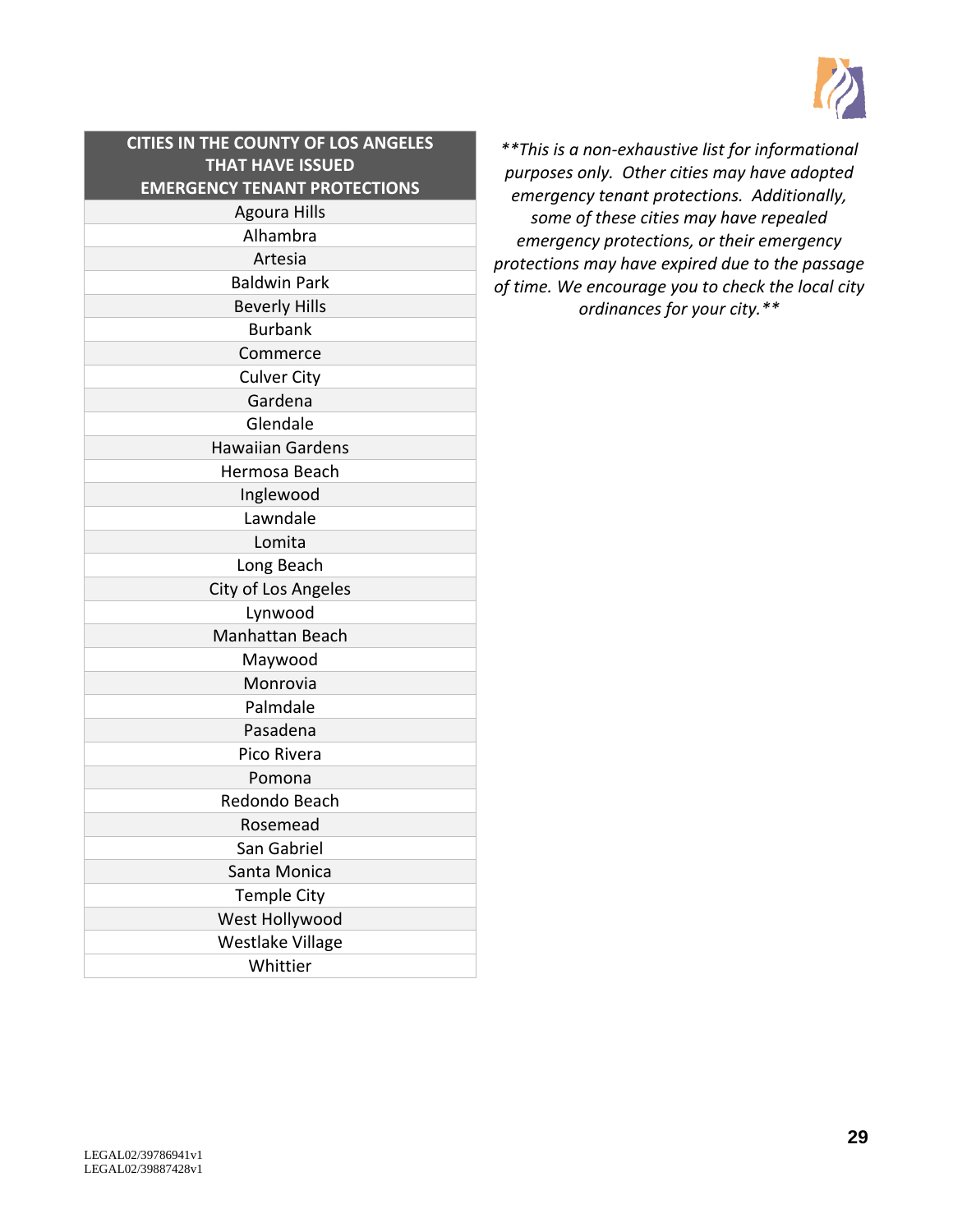| CITIES IN THE COUNTY OF LOS ANGELES THAT HAVE ISSUED EMERGENCY TENANT PROTECTIONS |
|---|
| Agoura Hills |
| Alhambra |
| Artesia |
| Baldwin Park |
| Beverly Hills |
| Burbank |
| Commerce |
| Culver City |
| Gardena |
| Glendale |
| Hawaiian Gardens |
| Hermosa Beach |
| Inglewood |
| Lawndale |
| Lomita |
| Long Beach |
| City of Los Angeles |
| Lynwood |
| Manhattan Beach |
| Maywood |
| Monrovia |
| Palmdale |
| Pasadena |
| Pico Rivera |
| Pomona |
| Redondo Beach |
| Rosemead |
| San Gabriel |
| Santa Monica |
| Temple City |
| West Hollywood |
| Westlake Village |
| Whittier |

*\*\*This is a non-exhaustive list for informational purposes only. Other cities may have adopted emergency tenant protections. Additionally, some of these cities may have repealed emergency protections, or their emergency protections may have expired due to the passage of time. We encourage you to check the local city ordinances for your city.\*\**

LEGAL02/39786941v1
LEGAL02/39887428v1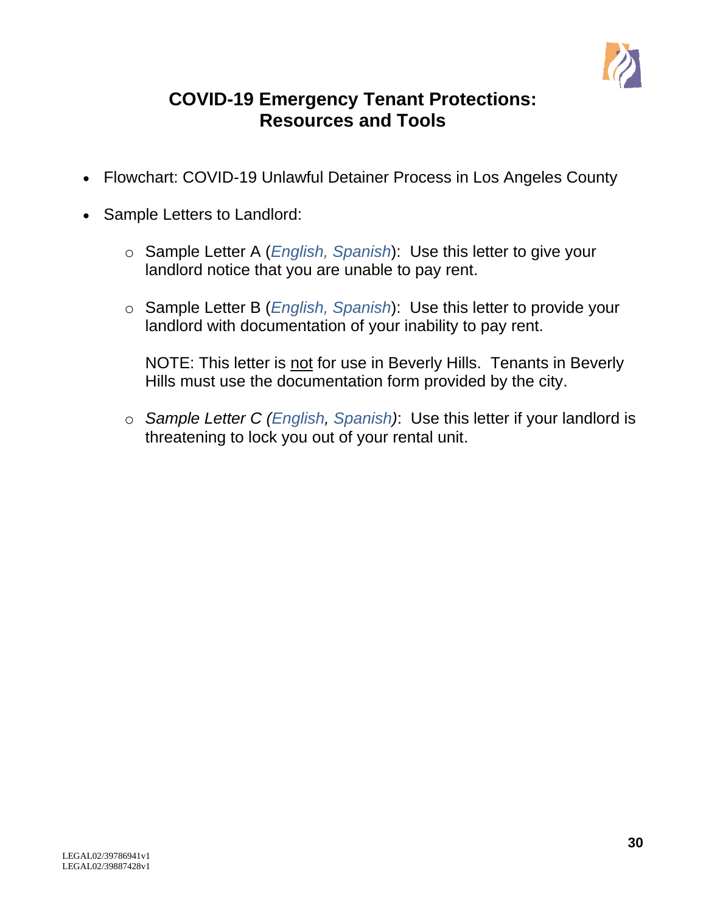# COVID-19 Emergency Tenant Protections: Resources and Tools

- Flowchart: COVID-19 Unlawful Detainer Process in Los Angeles County
- Sample Letters to Landlord:
  - Sample Letter A (*English, Spanish*): Use this letter to give your landlord notice that you are unable to pay rent.
  - Sample Letter B (*English, Spanish*): Use this letter to provide your landlord with documentation of your inability to pay rent.

    NOTE: This letter is <u>not</u> for use in Beverly Hills. Tenants in Beverly Hills must use the documentation form provided by the city.
  - *Sample Letter C (English, Spanish)*: Use this letter if your landlord is threatening to lock you out of your rental unit.

LEGAL02/39786941v1
LEGAL02/39887428v1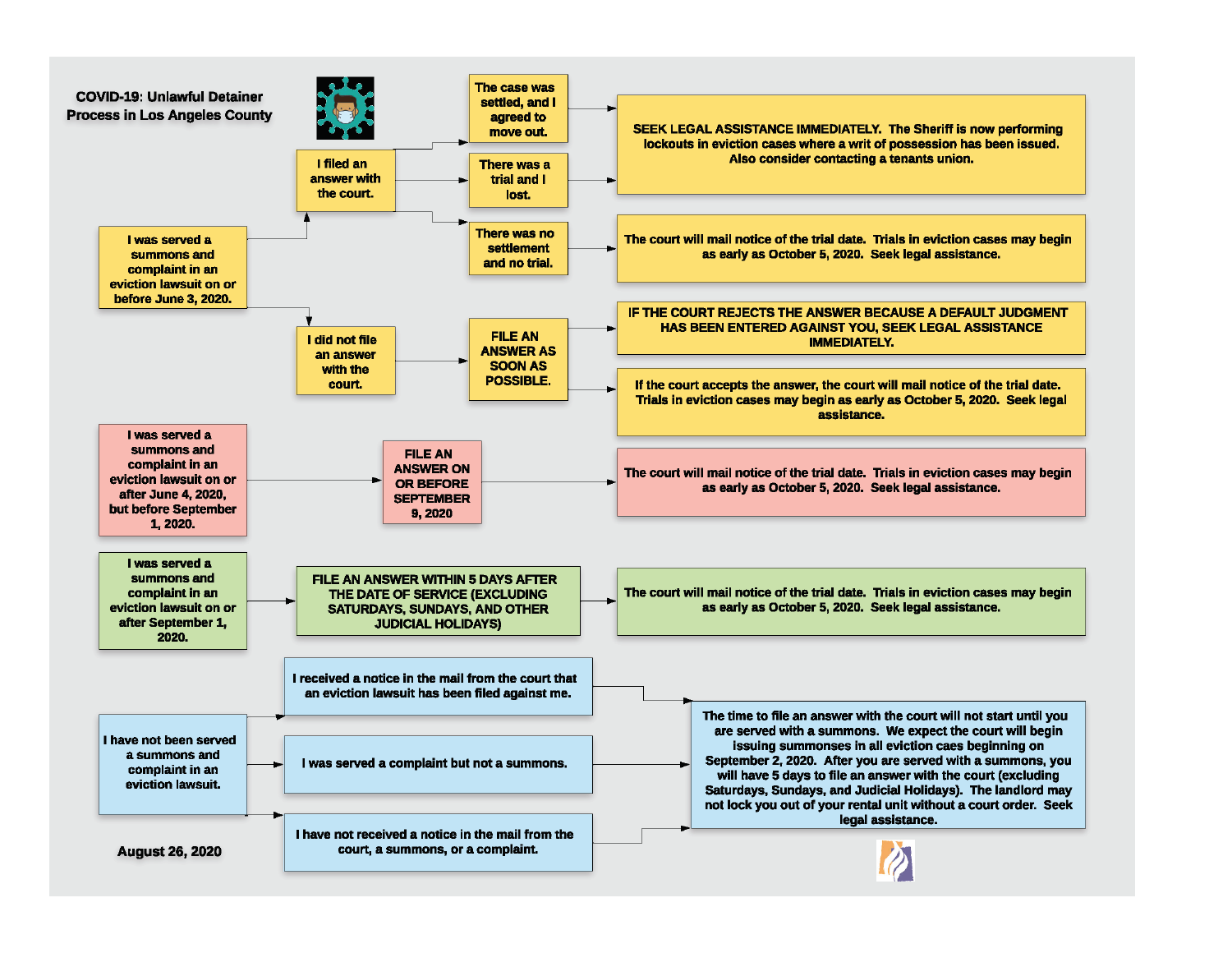# COVID-19: Unlawful Detainer Process in Los Angeles County

## I was served a summons and complaint in an eviction lawsuit on or before June 3, 2020.

- **I filed an answer with the court.**
  - The case was settled, and I agreed to move out. → SEEK LEGAL ASSISTANCE IMMEDIATELY. The Sheriff is now performing lockouts in eviction cases where a writ of possession has been issued. Also consider contacting a tenants union.
  - There was a trial and I lost. → SEEK LEGAL ASSISTANCE IMMEDIATELY. The Sheriff is now performing lockouts in eviction cases where a writ of possession has been issued. Also consider contacting a tenants union.
  - There was no settlement and no trial. → The court will mail notice of the trial date. Trials in eviction cases may begin as early as October 5, 2020. Seek legal assistance.
- **I did not file an answer with the court.** → FILE AN ANSWER AS SOON AS POSSIBLE.
  - IF THE COURT REJECTS THE ANSWER BECAUSE A DEFAULT JUDGMENT HAS BEEN ENTERED AGAINST YOU, SEEK LEGAL ASSISTANCE IMMEDIATELY.
  - If the court accepts the answer, the court will mail notice of the trial date. Trials in eviction cases may begin as early as October 5, 2020. Seek legal assistance.

## I was served a summons and complaint in an eviction lawsuit on or after June 4, 2020, but before September 1, 2020.

- FILE AN ANSWER ON OR BEFORE SEPTEMBER 9, 2020 → The court will mail notice of the trial date. Trials in eviction cases may begin as early as October 5, 2020. Seek legal assistance.

## I was served a summons and complaint in an eviction lawsuit on or after September 1, 2020.

- FILE AN ANSWER WITHIN 5 DAYS AFTER THE DATE OF SERVICE (EXCLUDING SATURDAYS, SUNDAYS, AND OTHER JUDICIAL HOLIDAYS) → The court will mail notice of the trial date. Trials in eviction cases may begin as early as October 5, 2020. Seek legal assistance.

## I have not been served a summons and complaint in an eviction lawsuit.

- I received a notice in the mail from the court that an eviction lawsuit has been filed against me.
- I was served a complaint but not a summons.
- I have not received a notice in the mail from the court, a summons, or a complaint.

→ The time to file an answer with the court will not start until you are served with a summons. We expect the court will begin issuing summonses in all eviction caes beginning on September 2, 2020. After you are served with a summons, you will have 5 days to file an answer with the court (excluding Saturdays, Sundays, and Judicial Holidays). The landlord may not lock you out of your rental unit without a court order. Seek legal assistance.

August 26, 2020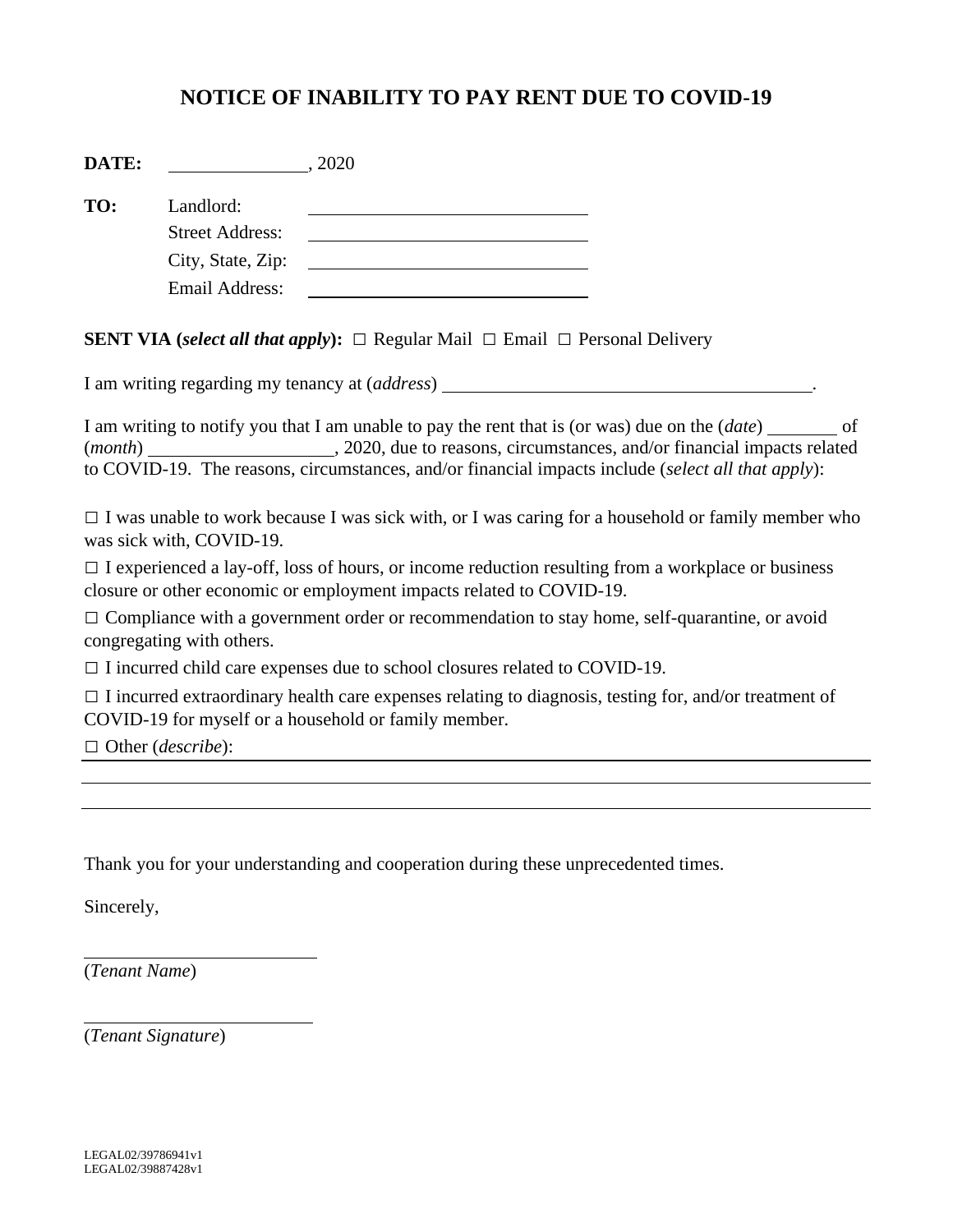# NOTICE OF INABILITY TO PAY RENT DUE TO COVID-19

**DATE:** \_\_\_\_\_\_\_\_\_\_\_\_\_\_\_\_, 2020

**TO:** Landlord: \_\_\_\_\_\_\_\_\_\_\_\_\_\_\_\_\_\_\_\_\_\_\_\_\_\_\_\_\_\_\_\_
Street Address: \_\_\_\_\_\_\_\_\_\_\_\_\_\_\_\_\_\_\_\_\_\_\_\_\_\_\_\_\_\_\_\_
City, State, Zip: \_\_\_\_\_\_\_\_\_\_\_\_\_\_\_\_\_\_\_\_\_\_\_\_\_\_\_\_\_\_\_\_
Email Address: \_\_\_\_\_\_\_\_\_\_\_\_\_\_\_\_\_\_\_\_\_\_\_\_\_\_\_\_\_\_\_\_

**SENT VIA (*select all that apply*):** ☐ Regular Mail ☐ Email ☐ Personal Delivery

I am writing regarding my tenancy at (*address*) \_\_\_\_\_\_\_\_\_\_\_\_\_\_\_\_\_\_\_\_\_\_\_\_\_\_\_\_\_\_\_\_\_\_\_\_\_\_\_\_.

I am writing to notify you that I am unable to pay the rent that is (or was) due on the (*date*) \_\_\_\_\_\_\_\_ of (*month*) \_\_\_\_\_\_\_\_\_\_\_\_\_\_\_\_\_\_\_\_, 2020, due to reasons, circumstances, and/or financial impacts related to COVID-19. The reasons, circumstances, and/or financial impacts include (*select all that apply*):

☐ I was unable to work because I was sick with, or I was caring for a household or family member who was sick with, COVID-19.

☐ I experienced a lay-off, loss of hours, or income reduction resulting from a workplace or business closure or other economic or employment impacts related to COVID-19.

☐ Compliance with a government order or recommendation to stay home, self-quarantine, or avoid congregating with others.

☐ I incurred child care expenses due to school closures related to COVID-19.

☐ I incurred extraordinary health care expenses relating to diagnosis, testing for, and/or treatment of COVID-19 for myself or a household or family member.

☐ Other (*describe*): \_\_\_\_\_\_\_\_\_\_\_\_\_\_\_\_\_\_\_\_\_\_\_\_\_\_\_\_\_\_\_\_\_\_\_\_\_\_\_\_\_\_\_\_\_\_\_\_\_\_\_\_\_\_\_\_\_\_\_\_\_\_\_\_\_\_\_\_\_\_\_\_

\_\_\_\_\_\_\_\_\_\_\_\_\_\_\_\_\_\_\_\_\_\_\_\_\_\_\_\_\_\_\_\_\_\_\_\_\_\_\_\_\_\_\_\_\_\_\_\_\_\_\_\_\_\_\_\_\_\_\_\_\_\_\_\_\_\_\_\_\_\_\_\_\_\_\_\_\_\_\_\_\_\_\_\_\_\_\_\_\_\_\_\_

\_\_\_\_\_\_\_\_\_\_\_\_\_\_\_\_\_\_\_\_\_\_\_\_\_\_\_\_\_\_\_\_\_\_\_\_\_\_\_\_\_\_\_\_\_\_\_\_\_\_\_\_\_\_\_\_\_\_\_\_\_\_\_\_\_\_\_\_\_\_\_\_\_\_\_\_\_\_\_\_\_\_\_\_\_\_\_\_\_\_\_\_

Thank you for your understanding and cooperation during these unprecedented times.

Sincerely,

\_\_\_\_\_\_\_\_\_\_\_\_\_\_\_\_\_\_\_\_\_\_\_\_\_\_\_\_
(*Tenant Name*)

\_\_\_\_\_\_\_\_\_\_\_\_\_\_\_\_\_\_\_\_\_\_\_\_\_\_\_\_
(*Tenant Signature*)

LEGAL02/39786941v1
LEGAL02/39887428v1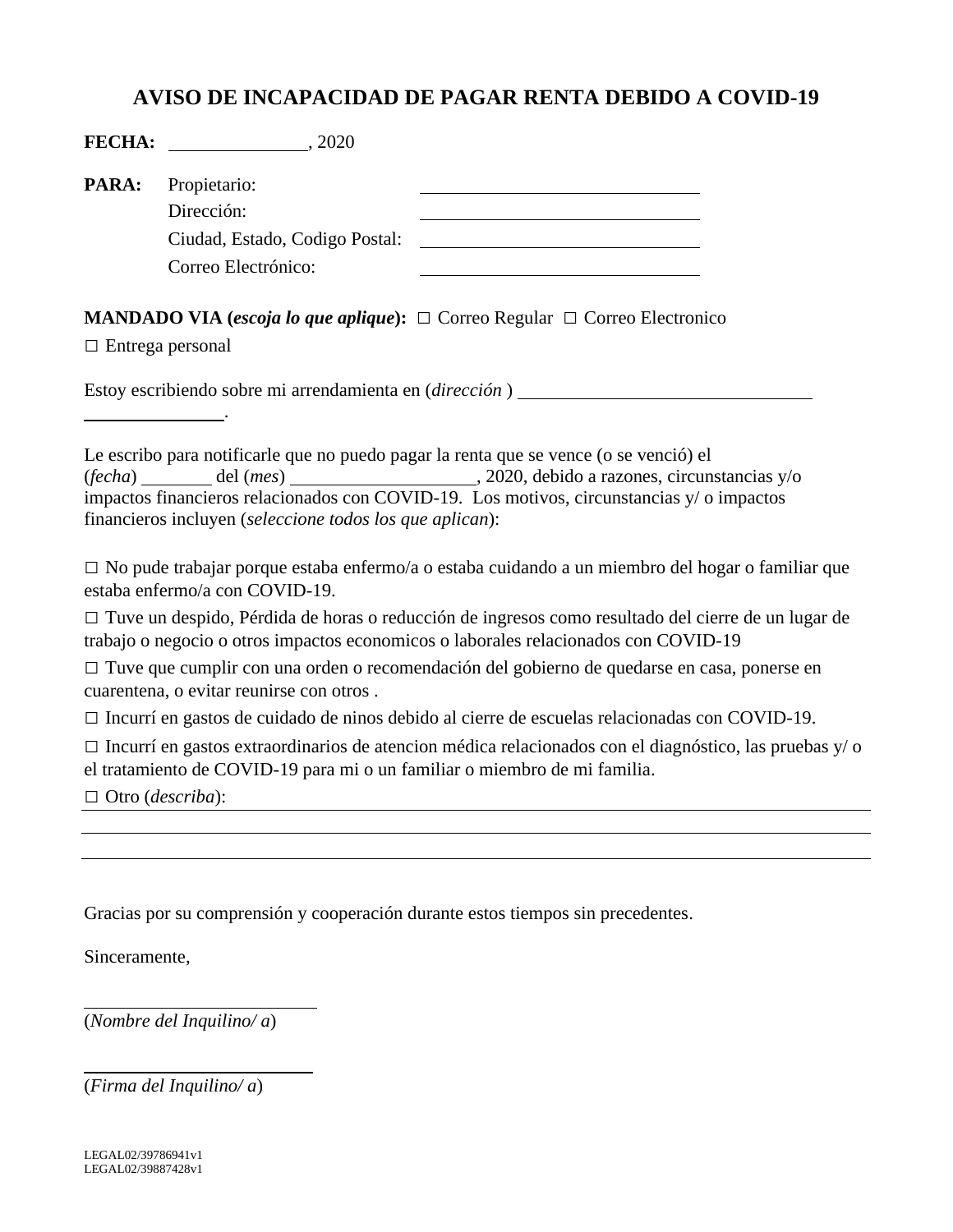# AVISO DE INCAPACIDAD DE PAGAR RENTA DEBIDO A COVID-19

**FECHA:** _______________, 2020

**PARA:** Propietario: _______________________________

Dirección: _______________________________

Ciudad, Estado, Codigo Postal: _______________________________

Correo Electrónico: _______________________________

**MANDADO VIA (*escoja lo que aplique*):** ☐ Correo Regular ☐ Correo Electronico ☐ Entrega personal

Estoy escribiendo sobre mi arrendamienta en (*dirección* ) ________________________________ _______________.

Le escribo para notificarle que no puedo pagar la renta que se vence (o se venció) el (*fecha*) ________ del (*mes*) ____________________, 2020, debido a razones, circunstancias y/o impactos financieros relacionados con COVID-19. Los motivos, circunstancias y/ o impactos financieros incluyen (*seleccione todos los que aplican*):

☐ No pude trabajar porque estaba enfermo/a o estaba cuidando a un miembro del hogar o familiar que estaba enfermo/a con COVID-19.

☐ Tuve un despido, Pérdida de horas o reducción de ingresos como resultado del cierre de un lugar de trabajo o negocio o otros impactos economicos o laborales relacionados con COVID-19

☐ Tuve que cumplir con una orden o recomendación del gobierno de quedarse en casa, ponerse en cuarentena, o evitar reunirse con otros .

☐ Incurrí en gastos de cuidado de ninos debido al cierre de escuelas relacionadas con COVID-19.

☐ Incurrí en gastos extraordinarios de atencion médica relacionados con el diagnóstico, las pruebas y/ o el tratamiento de COVID-19 para mi o un familiar o miembro de mi familia.

☐ Otro (*describa*): ____________________________________________________________

____________________________________________________________

____________________________________________________________

Gracias por su comprensión y cooperación durante estos tiempos sin precedentes.

Sinceramente,

____________________________

(*Nombre del Inquilino/ a*)

____________________________

(*Firma del Inquilino/ a*)

LEGAL02/39786941v1
LEGAL02/39887428v1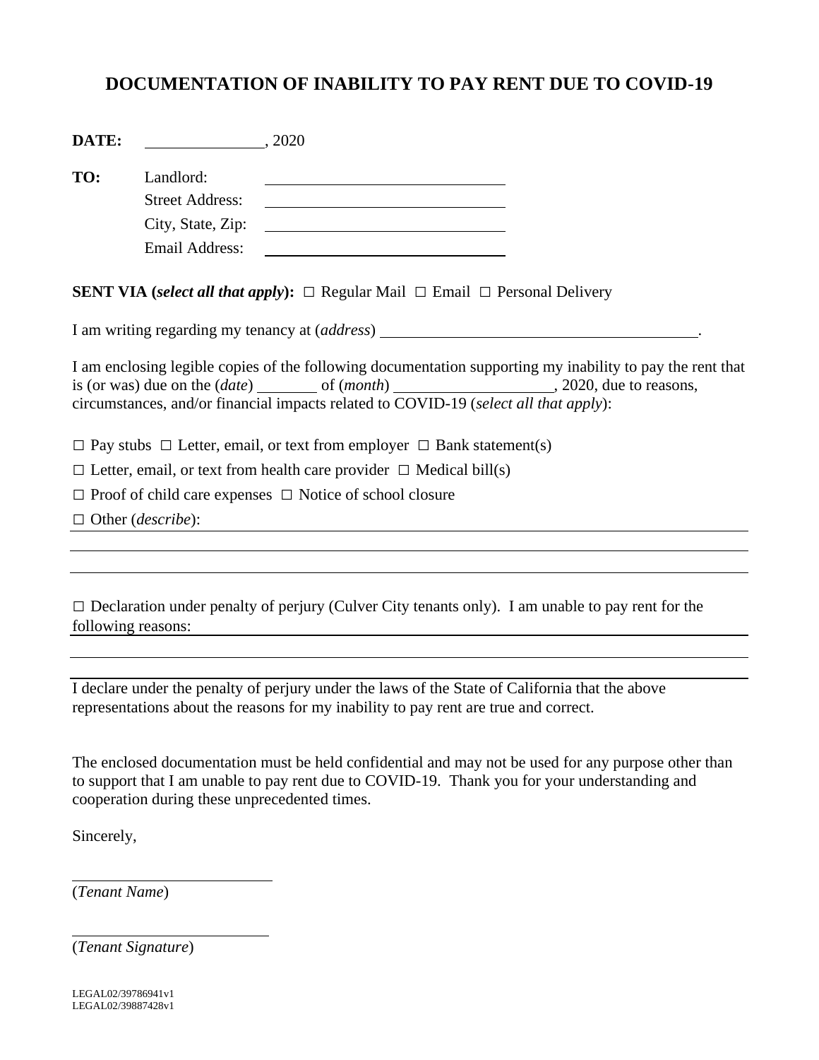# DOCUMENTATION OF INABILITY TO PAY RENT DUE TO COVID-19

**DATE:** ______________, 2020

**TO:** Landlord: ______________________________

Street Address: ______________________________

City, State, Zip: ______________________________

Email Address: ______________________________

**SENT VIA (*select all that apply*):** ☐ Regular Mail ☐ Email ☐ Personal Delivery

I am writing regarding my tenancy at (*address*) ________________________________________.

I am enclosing legible copies of the following documentation supporting my inability to pay the rent that is (or was) due on the (*date*) _______ of (*month*) ___________________, 2020, due to reasons, circumstances, and/or financial impacts related to COVID-19 (*select all that apply*):

☐ Pay stubs ☐ Letter, email, or text from employer ☐ Bank statement(s)

☐ Letter, email, or text from health care provider ☐ Medical bill(s)

☐ Proof of child care expenses ☐ Notice of school closure

☐ Other (*describe*): ____________________________________________________________

__________________________________________________________________________

__________________________________________________________________________

☐ Declaration under penalty of perjury (Culver City tenants only). I am unable to pay rent for the following reasons: ____________________________________________________________

__________________________________________________________________________

__________________________________________________________________________

I declare under the penalty of perjury under the laws of the State of California that the above representations about the reasons for my inability to pay rent are true and correct.

The enclosed documentation must be held confidential and may not be used for any purpose other than to support that I am unable to pay rent due to COVID-19. Thank you for your understanding and cooperation during these unprecedented times.

Sincerely,

__________________________

(*Tenant Name*)

__________________________

(*Tenant Signature*)

LEGAL02/39786941v1
LEGAL02/39887428v1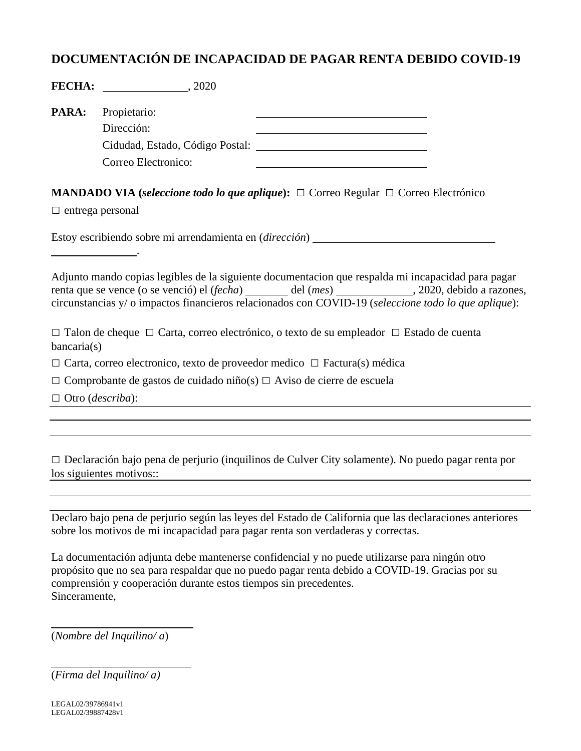# DOCUMENTACIÓN DE INCAPACIDAD DE PAGAR RENTA DEBIDO COVID-19

**FECHA:** _______________, 2020

**PARA:** Propietario: ______________________________
Dirección: ______________________________
Cidudad, Estado, Código Postal: ______________________________
Correo Electronico: ______________________________

**MANDADO VIA (*seleccione todo lo que aplique*):** ☐ Correo Regular ☐ Correo Electrónico ☐ entrega personal

Estoy escribiendo sobre mi arrendamienta en (*dirección*) ________________________________ _______________.

Adjunto mando copias legibles de la siguiente documentacion que respalda mi incapacidad para pagar renta que se vence (o se venció) el (*fecha*) ________ del (*mes*) _____________, 2020, debido a razones, circunstancias y/ o impactos financieros relacionados con COVID-19 (*seleccione todo lo que aplique*):

☐ Talon de cheque ☐ Carta, correo electrónico, o texto de su empleador ☐ Estado de cuenta bancaria(s)

☐ Carta, correo electronico, texto de proveedor medico ☐ Factura(s) médica

☐ Comprobante de gastos de cuidado niño(s) ☐ Aviso de cierre de escuela

☐ Otro (*describa*): ________________________________________________
________________________________________________
________________________________________________

☐ Declaración bajo pena de perjurio (inquilinos de Culver City solamente). No puedo pagar renta por los siguientes motivos:: ________________________________________________
________________________________________________
________________________________________________

Declaro bajo pena de perjurio según las leyes del Estado de California que las declaraciones anteriores sobre los motivos de mi incapacidad para pagar renta son verdaderas y correctas.

La documentación adjunta debe mantenerse confidencial y no puede utilizarse para ningún otro propósito que no sea para respaldar que no puedo pagar renta debido a COVID-19. Gracias por su comprensión y cooperación durante estos tiempos sin precedentes.
Sinceramente,

__________________________
(*Nombre del Inquilino/ a*)

__________________________
(*Firma del Inquilino/ a)*

LEGAL02/39786941v1
LEGAL02/39887428v1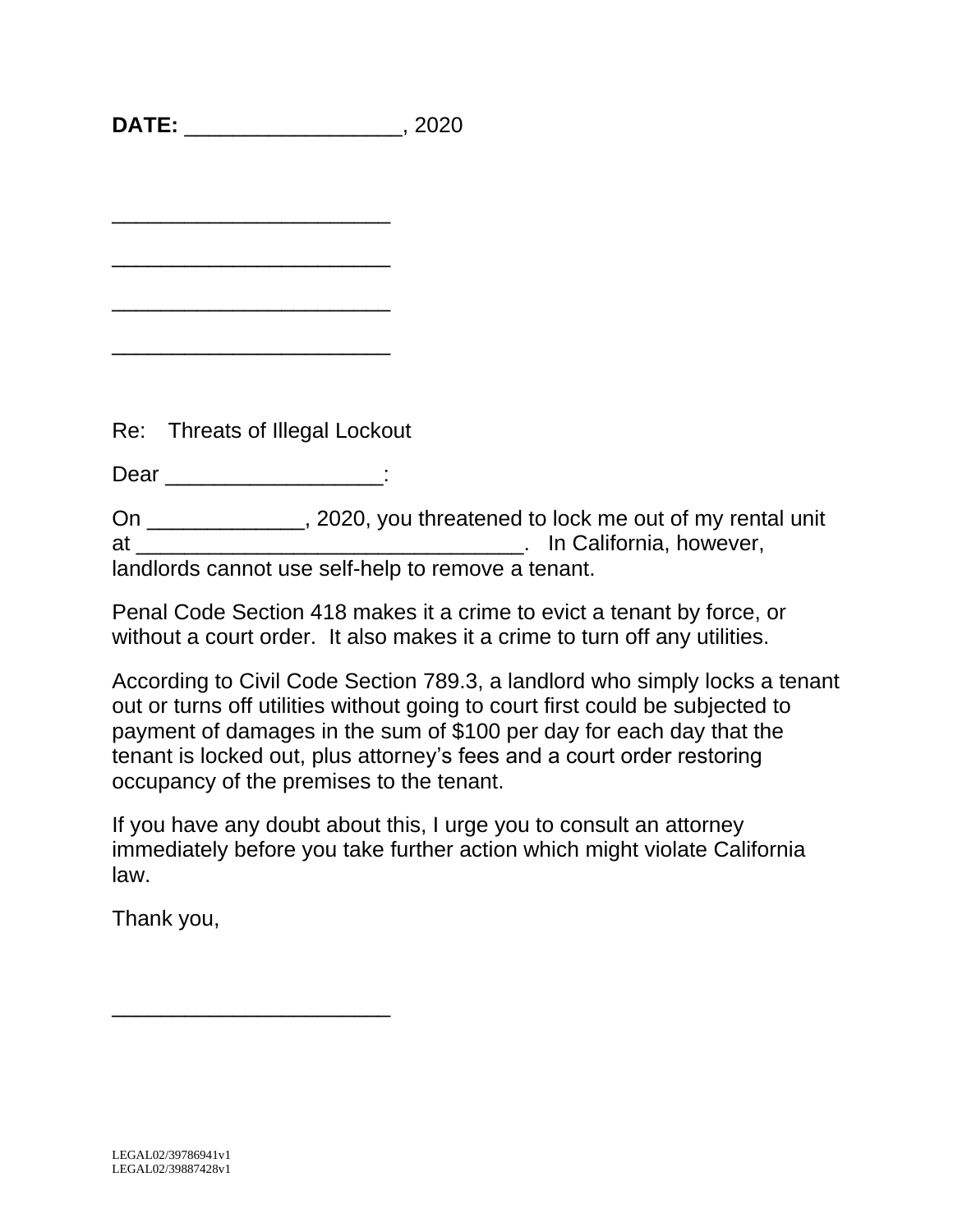**DATE:** __________________, 2020

_______________________

_______________________

_______________________

_______________________

Re: Threats of Illegal Lockout

Dear __________________:

On _____________, 2020, you threatened to lock me out of my rental unit at ________________________________. In California, however, landlords cannot use self-help to remove a tenant.

Penal Code Section 418 makes it a crime to evict a tenant by force, or without a court order. It also makes it a crime to turn off any utilities.

According to Civil Code Section 789.3, a landlord who simply locks a tenant out or turns off utilities without going to court first could be subjected to payment of damages in the sum of $100 per day for each day that the tenant is locked out, plus attorney's fees and a court order restoring occupancy of the premises to the tenant.

If you have any doubt about this, I urge you to consult an attorney immediately before you take further action which might violate California law.

Thank you,

_______________________

LEGAL02/39786941v1
LEGAL02/39887428v1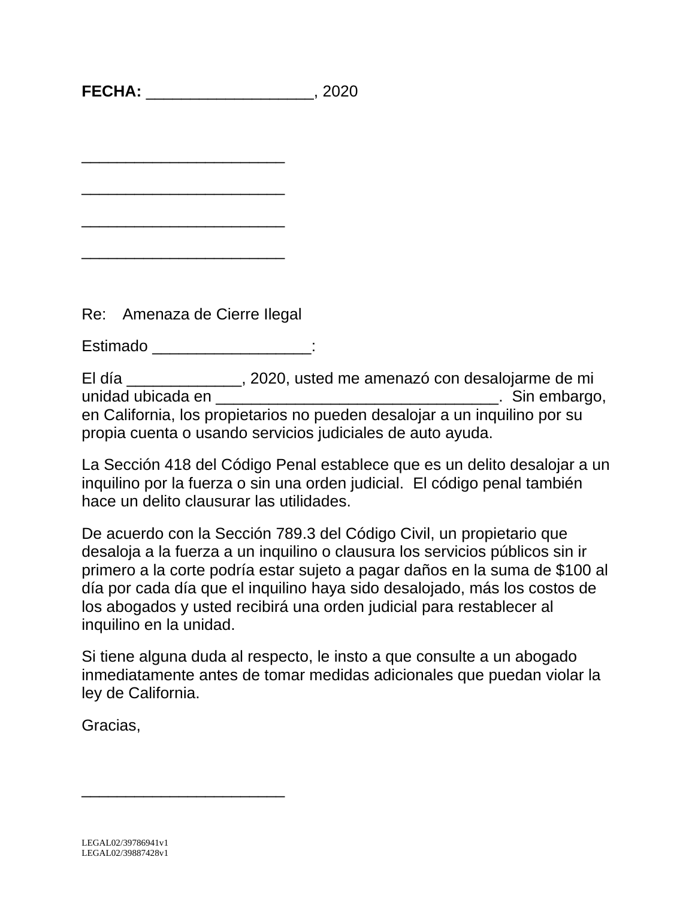**FECHA:** ___________________, 2020

_______________________

_______________________

_______________________

_______________________

Re: Amenaza de Cierre Ilegal

Estimado __________________:

El día _____________, 2020, usted me amenazó con desalojarme de mi unidad ubicada en ________________________________. Sin embargo, en California, los propietarios no pueden desalojar a un inquilino por su propia cuenta o usando servicios judiciales de auto ayuda.

La Sección 418 del Código Penal establece que es un delito desalojar a un inquilino por la fuerza o sin una orden judicial. El código penal también hace un delito clausurar las utilidades.

De acuerdo con la Sección 789.3 del Código Civil, un propietario que desaloja a la fuerza a un inquilino o clausura los servicios públicos sin ir primero a la corte podría estar sujeto a pagar daños en la suma de $100 al día por cada día que el inquilino haya sido desalojado, más los costos de los abogados y usted recibirá una orden judicial para restablecer al inquilino en la unidad.

Si tiene alguna duda al respecto, le insto a que consulte a un abogado inmediatamente antes de tomar medidas adicionales que puedan violar la ley de California.

Gracias,

_______________________

LEGAL02/39786941v1
LEGAL02/39887428v1